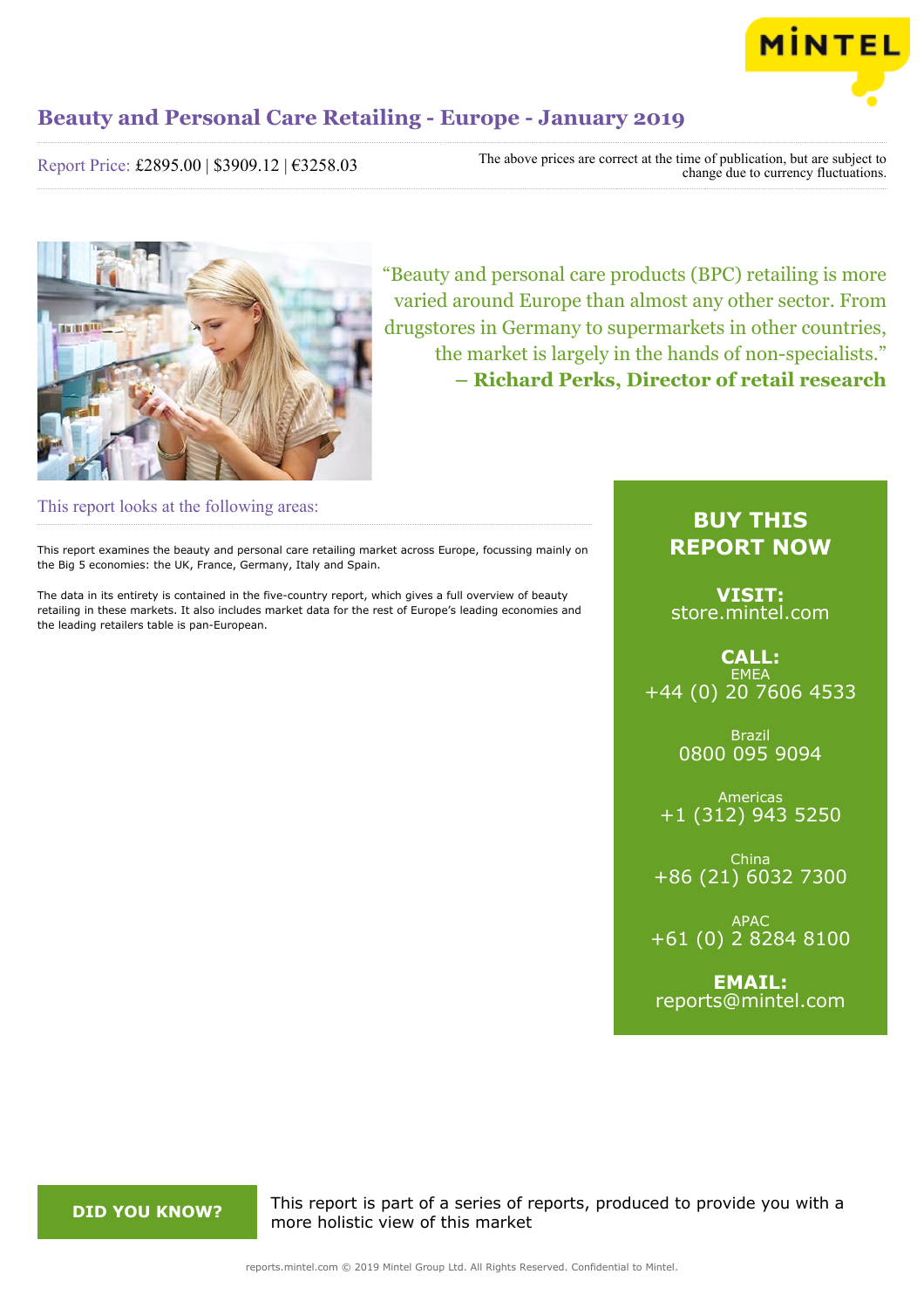# Beauty and Personal Care Retailing - Europe - January 2019

Report Price: £2895.00 | $3909.12 | €3258.03

The above prices are correct at the time of publication, but are subject to change due to currency fluctuations.

"Beauty and personal care products (BPC) retailing is more varied around Europe than almost any other sector. From drugstores in Germany to supermarkets in other countries, the market is largely in the hands of non-specialists."
**– Richard Perks, Director of retail research**

## This report looks at the following areas:

This report examines the beauty and personal care retailing market across Europe, focussing mainly on the Big 5 economies: the UK, France, Germany, Italy and Spain.

The data in its entirety is contained in the five-country report, which gives a full overview of beauty retailing in these markets. It also includes market data for the rest of Europe's leading economies and the leading retailers table is pan-European.

**BUY THIS REPORT NOW**

**VISIT:** store.mintel.com

**CALL:**

EMEA
+44 (0) 20 7606 4533

Brazil
0800 095 9094

Americas
+1 (312) 943 5250

China
+86 (21) 6032 7300

APAC
+61 (0) 2 8284 8100

**EMAIL:** reports@mintel.com

**DID YOU KNOW?** This report is part of a series of reports, produced to provide you with a more holistic view of this market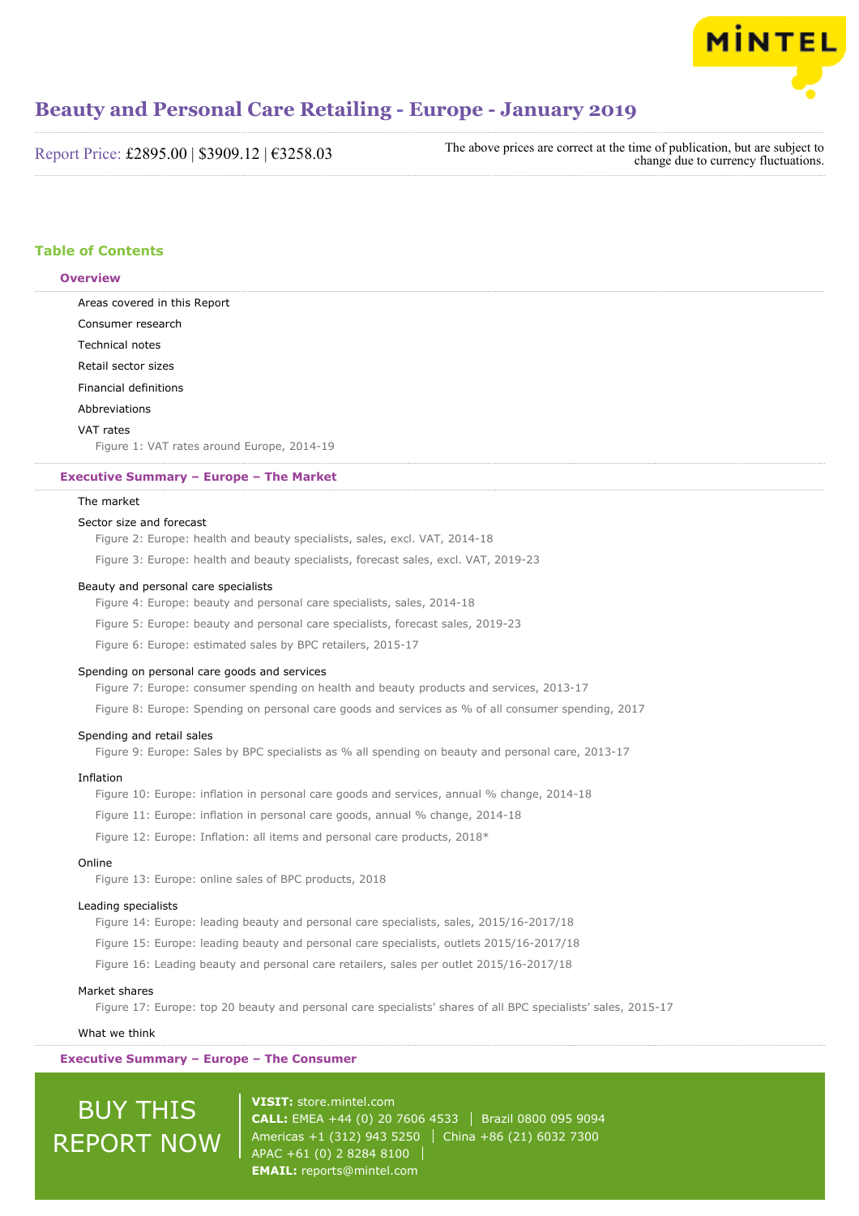# Beauty and Personal Care Retailing - Europe - January 2019

Report Price: £2895.00 | $3909.12 | €3258.03

The above prices are correct at the time of publication, but are subject to change due to currency fluctuations.

## Table of Contents

### Overview

Areas covered in this Report

Consumer research

Technical notes

Retail sector sizes

Financial definitions

Abbreviations

VAT rates

Figure 1: VAT rates around Europe, 2014-19

### Executive Summary – Europe – The Market

The market

Sector size and forecast

Figure 2: Europe: health and beauty specialists, sales, excl. VAT, 2014-18

Figure 3: Europe: health and beauty specialists, forecast sales, excl. VAT, 2019-23

Beauty and personal care specialists

Figure 4: Europe: beauty and personal care specialists, sales, 2014-18

Figure 5: Europe: beauty and personal care specialists, forecast sales, 2019-23

Figure 6: Europe: estimated sales by BPC retailers, 2015-17

Spending on personal care goods and services

Figure 7: Europe: consumer spending on health and beauty products and services, 2013-17

Figure 8: Europe: Spending on personal care goods and services as % of all consumer spending, 2017

Spending and retail sales

Figure 9: Europe: Sales by BPC specialists as % all spending on beauty and personal care, 2013-17

Inflation

Figure 10: Europe: inflation in personal care goods and services, annual % change, 2014-18

Figure 11: Europe: inflation in personal care goods, annual % change, 2014-18

Figure 12: Europe: Inflation: all items and personal care products, 2018*

Online

Figure 13: Europe: online sales of BPC products, 2018

Leading specialists

Figure 14: Europe: leading beauty and personal care specialists, sales, 2015/16-2017/18

Figure 15: Europe: leading beauty and personal care specialists, outlets 2015/16-2017/18

Figure 16: Leading beauty and personal care retailers, sales per outlet 2015/16-2017/18

Market shares

Figure 17: Europe: top 20 beauty and personal care specialists' shares of all BPC specialists' sales, 2015-17

What we think

### Executive Summary – Europe – The Consumer

BUY THIS REPORT NOW

**VISIT:** store.mintel.com

**CALL:** EMEA +44 (0) 20 7606 4533 | Brazil 0800 095 9094

Americas +1 (312) 943 5250 | China +86 (21) 6032 7300

APAC +61 (0) 2 8284 8100

**EMAIL:** reports@mintel.com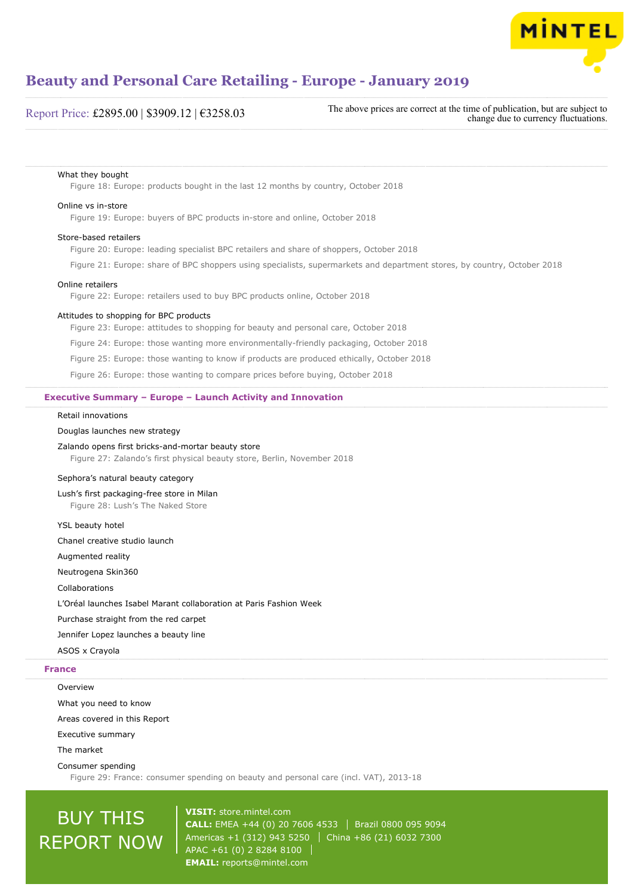What they bought

Figure 18: Europe: products bought in the last 12 months by country, October 2018

Online vs in-store

Figure 19: Europe: buyers of BPC products in-store and online, October 2018

Store-based retailers

Figure 20: Europe: leading specialist BPC retailers and share of shoppers, October 2018

Figure 21: Europe: share of BPC shoppers using specialists, supermarkets and department stores, by country, October 2018

Online retailers

Figure 22: Europe: retailers used to buy BPC products online, October 2018

Attitudes to shopping for BPC products

Figure 23: Europe: attitudes to shopping for beauty and personal care, October 2018

Figure 24: Europe: those wanting more environmentally-friendly packaging, October 2018

Figure 25: Europe: those wanting to know if products are produced ethically, October 2018

Figure 26: Europe: those wanting to compare prices before buying, October 2018

## Executive Summary – Europe – Launch Activity and Innovation

Retail innovations

Douglas launches new strategy

Zalando opens first bricks-and-mortar beauty store

Figure 27: Zalando's first physical beauty store, Berlin, November 2018

Sephora's natural beauty category

Lush's first packaging-free store in Milan

Figure 28: Lush's The Naked Store

YSL beauty hotel

Chanel creative studio launch

Augmented reality

Neutrogena Skin360

Collaborations

L'Oréal launches Isabel Marant collaboration at Paris Fashion Week

Purchase straight from the red carpet

Jennifer Lopez launches a beauty line

ASOS x Crayola

## France

Overview

What you need to know

Areas covered in this Report

Executive summary

The market

Consumer spending

Figure 29: France: consumer spending on beauty and personal care (incl. VAT), 2013-18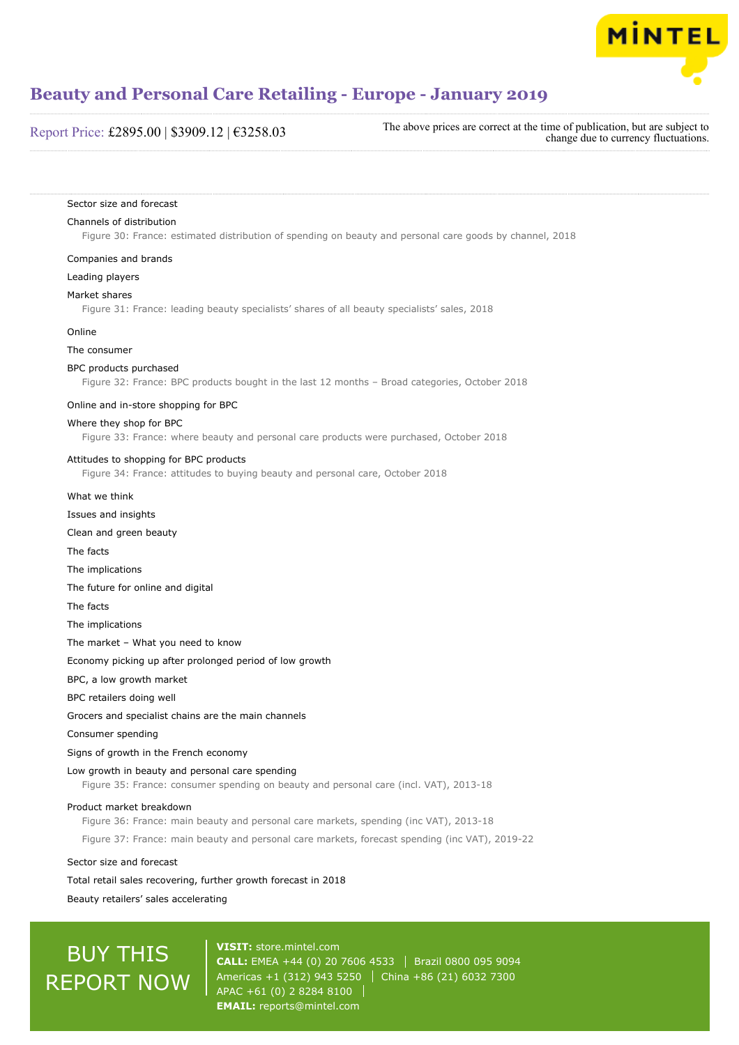Sector size and forecast

Channels of distribution

Figure 30: France: estimated distribution of spending on beauty and personal care goods by channel, 2018

Companies and brands

Leading players

Market shares

Figure 31: France: leading beauty specialists' shares of all beauty specialists' sales, 2018

Online

The consumer

BPC products purchased

Figure 32: France: BPC products bought in the last 12 months – Broad categories, October 2018

Online and in-store shopping for BPC

Where they shop for BPC

Figure 33: France: where beauty and personal care products were purchased, October 2018

Attitudes to shopping for BPC products

Figure 34: France: attitudes to buying beauty and personal care, October 2018

What we think

Issues and insights

Clean and green beauty

The facts

The implications

The future for online and digital

The facts

The implications

The market – What you need to know

Economy picking up after prolonged period of low growth

BPC, a low growth market

BPC retailers doing well

Grocers and specialist chains are the main channels

Consumer spending

Signs of growth in the French economy

Low growth in beauty and personal care spending

Figure 35: France: consumer spending on beauty and personal care (incl. VAT), 2013-18

Product market breakdown

Figure 36: France: main beauty and personal care markets, spending (inc VAT), 2013-18

Figure 37: France: main beauty and personal care markets, forecast spending (inc VAT), 2019-22

Sector size and forecast

Total retail sales recovering, further growth forecast in 2018

Beauty retailers' sales accelerating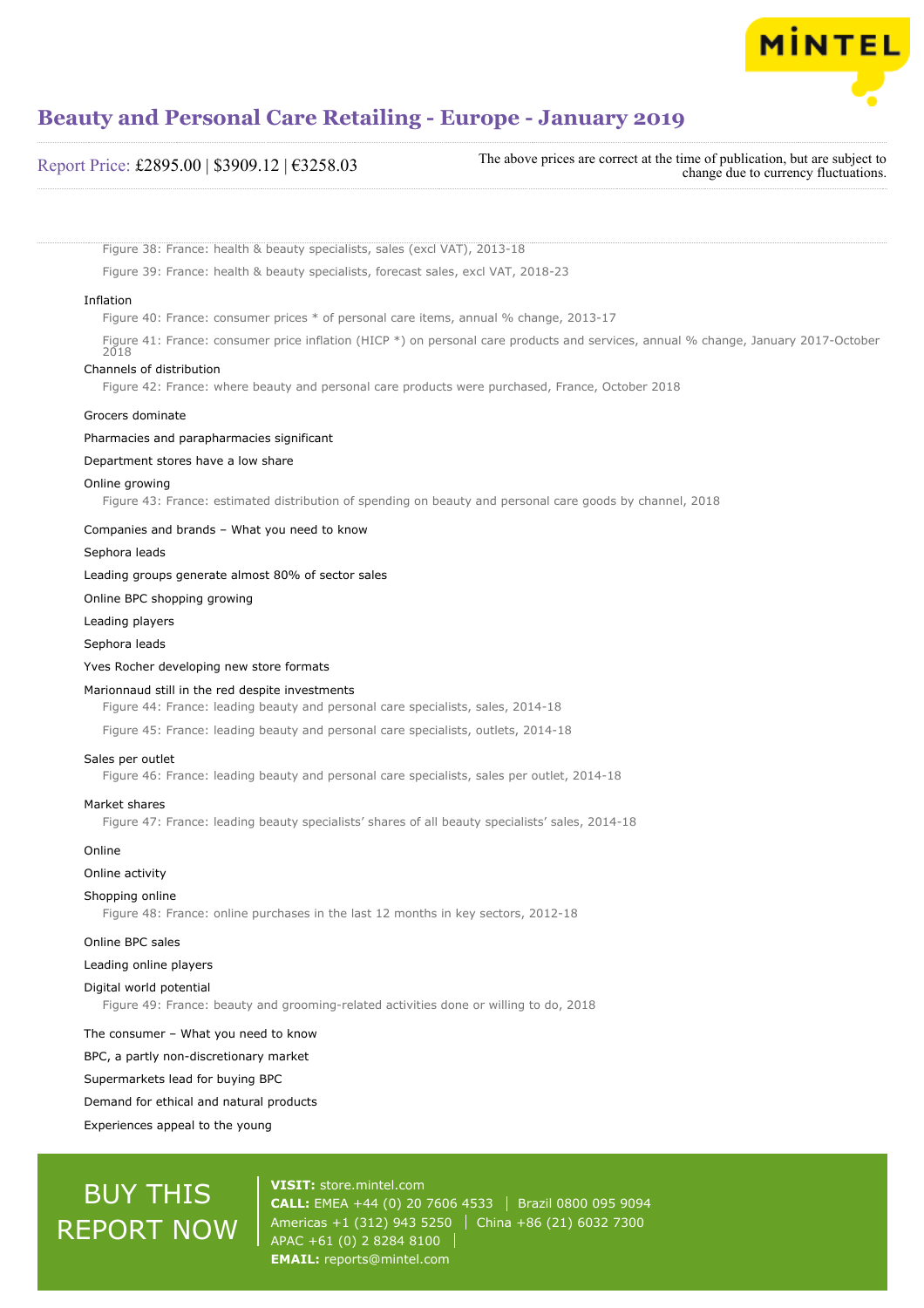Figure 38: France: health & beauty specialists, sales (excl VAT), 2013-18

Figure 39: France: health & beauty specialists, forecast sales, excl VAT, 2018-23

Inflation

Figure 40: France: consumer prices * of personal care items, annual % change, 2013-17

Figure 41: France: consumer price inflation (HICP *) on personal care products and services, annual % change, January 2017-October 2018

Channels of distribution

Figure 42: France: where beauty and personal care products were purchased, France, October 2018

Grocers dominate

Pharmacies and parapharmacies significant

Department stores have a low share

Online growing

Figure 43: France: estimated distribution of spending on beauty and personal care goods by channel, 2018

Companies and brands – What you need to know

Sephora leads

Leading groups generate almost 80% of sector sales

Online BPC shopping growing

Leading players

Sephora leads

Yves Rocher developing new store formats

Marionnaud still in the red despite investments

Figure 44: France: leading beauty and personal care specialists, sales, 2014-18

Figure 45: France: leading beauty and personal care specialists, outlets, 2014-18

Sales per outlet

Figure 46: France: leading beauty and personal care specialists, sales per outlet, 2014-18

Market shares

Figure 47: France: leading beauty specialists' shares of all beauty specialists' sales, 2014-18

Online

Online activity

Shopping online

Figure 48: France: online purchases in the last 12 months in key sectors, 2012-18

Online BPC sales

Leading online players

Digital world potential

Figure 49: France: beauty and grooming-related activities done or willing to do, 2018

The consumer – What you need to know

BPC, a partly non-discretionary market

Supermarkets lead for buying BPC

Demand for ethical and natural products

Experiences appeal to the young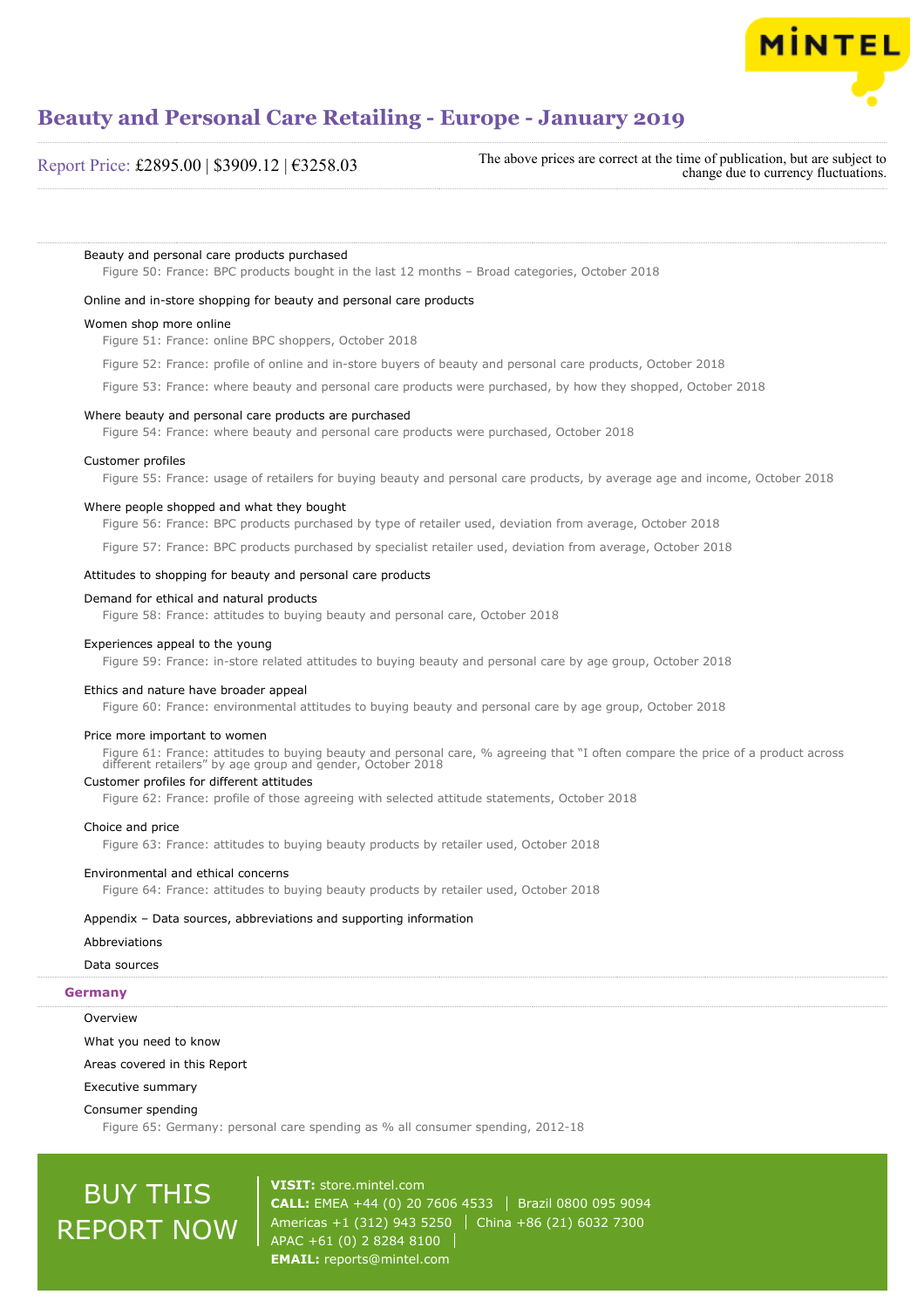Beauty and personal care products purchased

Figure 50: France: BPC products bought in the last 12 months – Broad categories, October 2018

Online and in-store shopping for beauty and personal care products

Women shop more online

Figure 51: France: online BPC shoppers, October 2018

Figure 52: France: profile of online and in-store buyers of beauty and personal care products, October 2018

Figure 53: France: where beauty and personal care products were purchased, by how they shopped, October 2018

Where beauty and personal care products are purchased

Figure 54: France: where beauty and personal care products were purchased, October 2018

Customer profiles

Figure 55: France: usage of retailers for buying beauty and personal care products, by average age and income, October 2018

Where people shopped and what they bought

Figure 56: France: BPC products purchased by type of retailer used, deviation from average, October 2018

Figure 57: France: BPC products purchased by specialist retailer used, deviation from average, October 2018

Attitudes to shopping for beauty and personal care products

Demand for ethical and natural products

Figure 58: France: attitudes to buying beauty and personal care, October 2018

Experiences appeal to the young

Figure 59: France: in-store related attitudes to buying beauty and personal care by age group, October 2018

Ethics and nature have broader appeal

Figure 60: France: environmental attitudes to buying beauty and personal care by age group, October 2018

Price more important to women

Figure 61: France: attitudes to buying beauty and personal care, % agreeing that "I often compare the price of a product across different retailers" by age group and gender, October 2018

Customer profiles for different attitudes

Figure 62: France: profile of those agreeing with selected attitude statements, October 2018

Choice and price

Figure 63: France: attitudes to buying beauty products by retailer used, October 2018

Environmental and ethical concerns

Figure 64: France: attitudes to buying beauty products by retailer used, October 2018

Appendix – Data sources, abbreviations and supporting information

Abbreviations

Data sources

## Germany

Overview

What you need to know

Areas covered in this Report

Executive summary

Consumer spending

Figure 65: Germany: personal care spending as % all consumer spending, 2012-18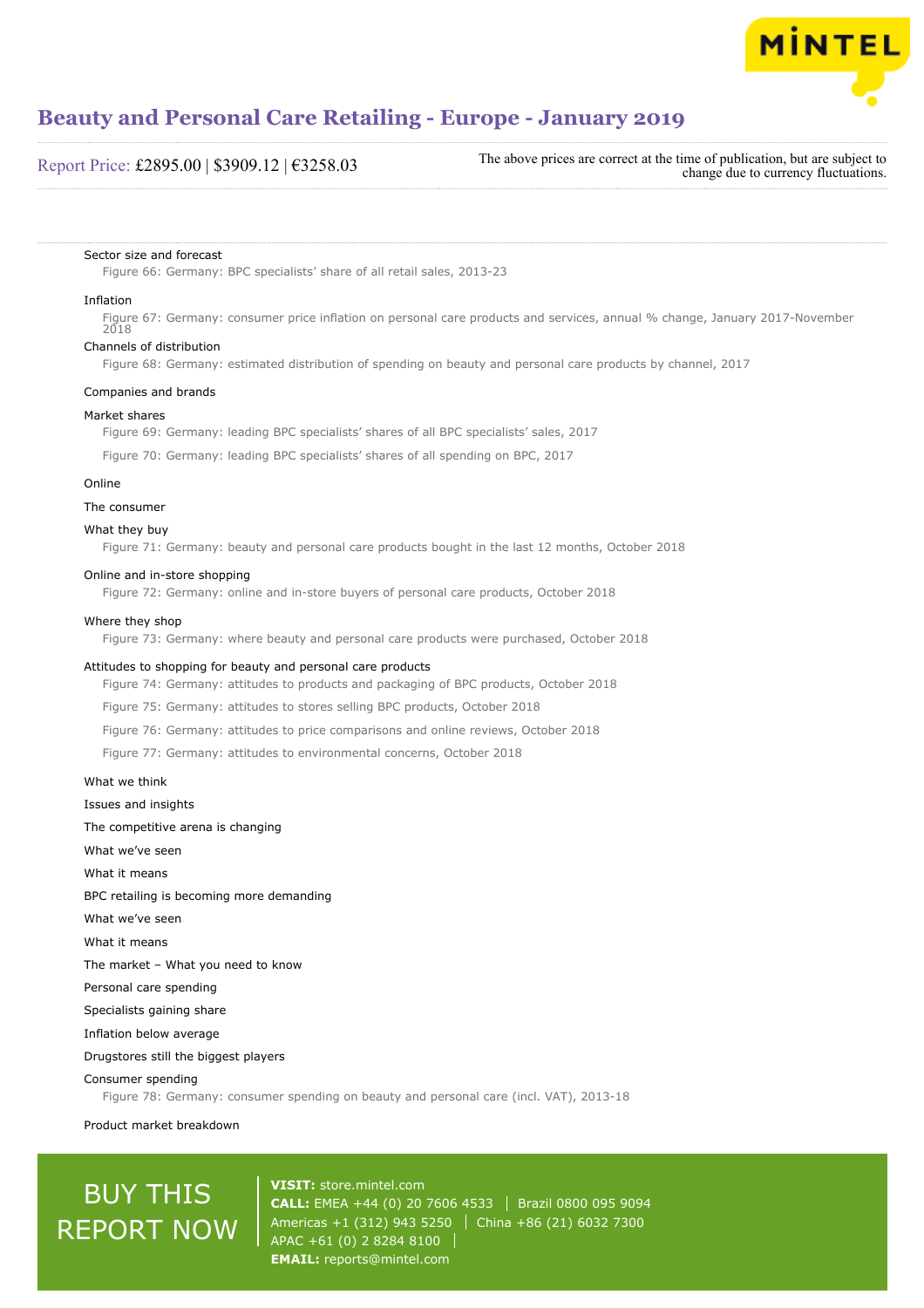Sector size and forecast

Figure 66: Germany: BPC specialists' share of all retail sales, 2013-23

Inflation

Figure 67: Germany: consumer price inflation on personal care products and services, annual % change, January 2017-November 2018

Channels of distribution

Figure 68: Germany: estimated distribution of spending on beauty and personal care products by channel, 2017

Companies and brands

Market shares

Figure 69: Germany: leading BPC specialists' shares of all BPC specialists' sales, 2017

Figure 70: Germany: leading BPC specialists' shares of all spending on BPC, 2017

Online

The consumer

What they buy

Figure 71: Germany: beauty and personal care products bought in the last 12 months, October 2018

Online and in-store shopping

Figure 72: Germany: online and in-store buyers of personal care products, October 2018

Where they shop

Figure 73: Germany: where beauty and personal care products were purchased, October 2018

Attitudes to shopping for beauty and personal care products

Figure 74: Germany: attitudes to products and packaging of BPC products, October 2018

Figure 75: Germany: attitudes to stores selling BPC products, October 2018

Figure 76: Germany: attitudes to price comparisons and online reviews, October 2018

Figure 77: Germany: attitudes to environmental concerns, October 2018

What we think

Issues and insights

The competitive arena is changing

What we've seen

What it means

BPC retailing is becoming more demanding

What we've seen

What it means

The market – What you need to know

Personal care spending

Specialists gaining share

Inflation below average

Drugstores still the biggest players

Consumer spending

Figure 78: Germany: consumer spending on beauty and personal care (incl. VAT), 2013-18

Product market breakdown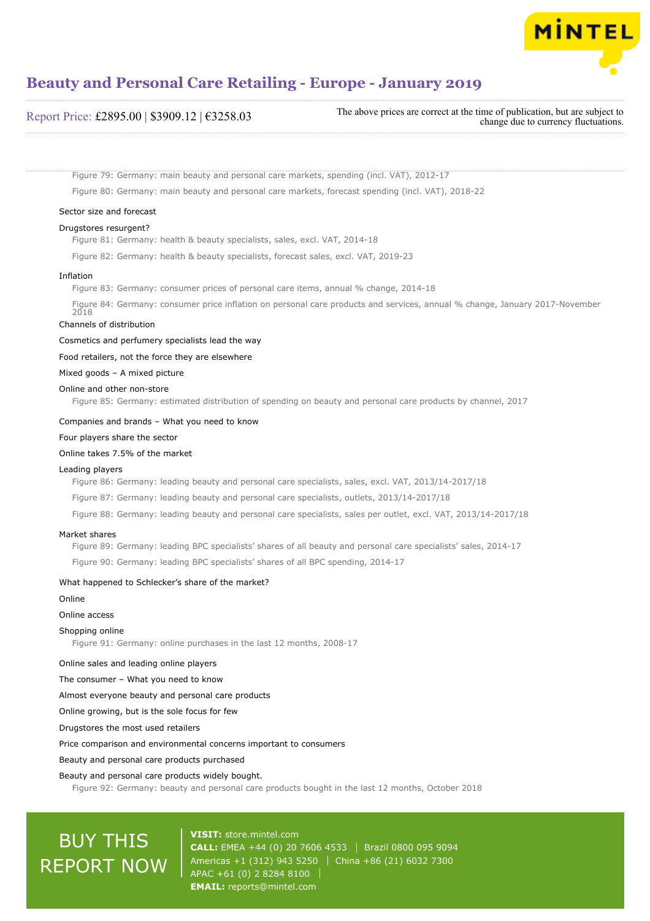Figure 79: Germany: main beauty and personal care markets, spending (incl. VAT), 2012-17

Figure 80: Germany: main beauty and personal care markets, forecast spending (incl. VAT), 2018-22

Sector size and forecast

Drugstores resurgent?

Figure 81: Germany: health & beauty specialists, sales, excl. VAT, 2014-18

Figure 82: Germany: health & beauty specialists, forecast sales, excl. VAT, 2019-23

Inflation

Figure 83: Germany: consumer prices of personal care items, annual % change, 2014-18

Figure 84: Germany: consumer price inflation on personal care products and services, annual % change, January 2017-November 2018

Channels of distribution

Cosmetics and perfumery specialists lead the way

Food retailers, not the force they are elsewhere

Mixed goods – A mixed picture

Online and other non-store

Figure 85: Germany: estimated distribution of spending on beauty and personal care products by channel, 2017

Companies and brands – What you need to know

Four players share the sector

Online takes 7.5% of the market

Leading players

Figure 86: Germany: leading beauty and personal care specialists, sales, excl. VAT, 2013/14-2017/18

Figure 87: Germany: leading beauty and personal care specialists, outlets, 2013/14-2017/18

Figure 88: Germany: leading beauty and personal care specialists, sales per outlet, excl. VAT, 2013/14-2017/18

Market shares

Figure 89: Germany: leading BPC specialists' shares of all beauty and personal care specialists' sales, 2014-17

Figure 90: Germany: leading BPC specialists' shares of all BPC spending, 2014-17

What happened to Schlecker's share of the market?

Online

Online access

Shopping online

Figure 91: Germany: online purchases in the last 12 months, 2008-17

Online sales and leading online players

The consumer – What you need to know

Almost everyone beauty and personal care products

Online growing, but is the sole focus for few

Drugstores the most used retailers

Price comparison and environmental concerns important to consumers

Beauty and personal care products purchased

Beauty and personal care products widely bought.

Figure 92: Germany: beauty and personal care products bought in the last 12 months, October 2018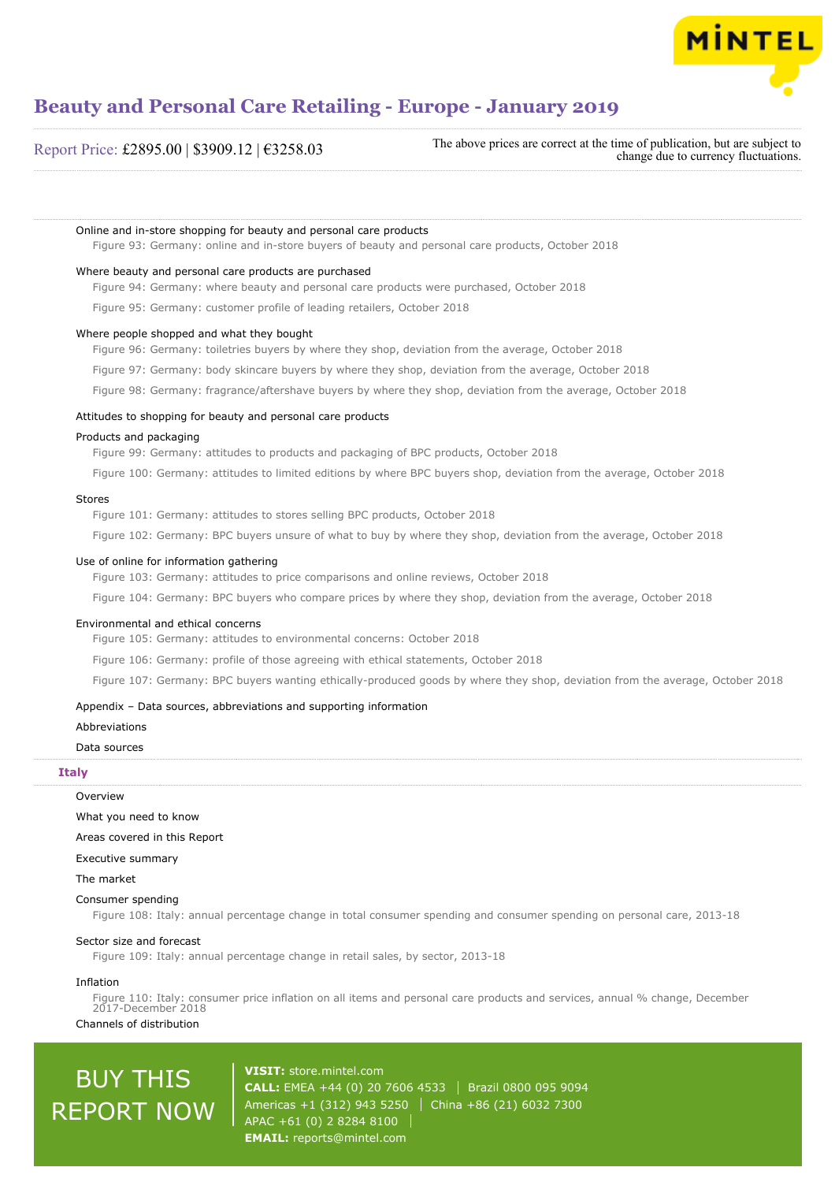Online and in-store shopping for beauty and personal care products

Figure 93: Germany: online and in-store buyers of beauty and personal care products, October 2018

Where beauty and personal care products are purchased

Figure 94: Germany: where beauty and personal care products were purchased, October 2018

Figure 95: Germany: customer profile of leading retailers, October 2018

Where people shopped and what they bought

Figure 96: Germany: toiletries buyers by where they shop, deviation from the average, October 2018

Figure 97: Germany: body skincare buyers by where they shop, deviation from the average, October 2018

Figure 98: Germany: fragrance/aftershave buyers by where they shop, deviation from the average, October 2018

Attitudes to shopping for beauty and personal care products

Products and packaging

Figure 99: Germany: attitudes to products and packaging of BPC products, October 2018

Figure 100: Germany: attitudes to limited editions by where BPC buyers shop, deviation from the average, October 2018

Stores

Figure 101: Germany: attitudes to stores selling BPC products, October 2018

Figure 102: Germany: BPC buyers unsure of what to buy by where they shop, deviation from the average, October 2018

Use of online for information gathering

Figure 103: Germany: attitudes to price comparisons and online reviews, October 2018

Figure 104: Germany: BPC buyers who compare prices by where they shop, deviation from the average, October 2018

Environmental and ethical concerns

Figure 105: Germany: attitudes to environmental concerns: October 2018

Figure 106: Germany: profile of those agreeing with ethical statements, October 2018

Figure 107: Germany: BPC buyers wanting ethically-produced goods by where they shop, deviation from the average, October 2018

Appendix – Data sources, abbreviations and supporting information

Abbreviations

Data sources

## Italy

Overview

What you need to know

Areas covered in this Report

Executive summary

The market

Consumer spending

Figure 108: Italy: annual percentage change in total consumer spending and consumer spending on personal care, 2013-18

Sector size and forecast

Figure 109: Italy: annual percentage change in retail sales, by sector, 2013-18

Inflation

Figure 110: Italy: consumer price inflation on all items and personal care products and services, annual % change, December 2017-December 2018

Channels of distribution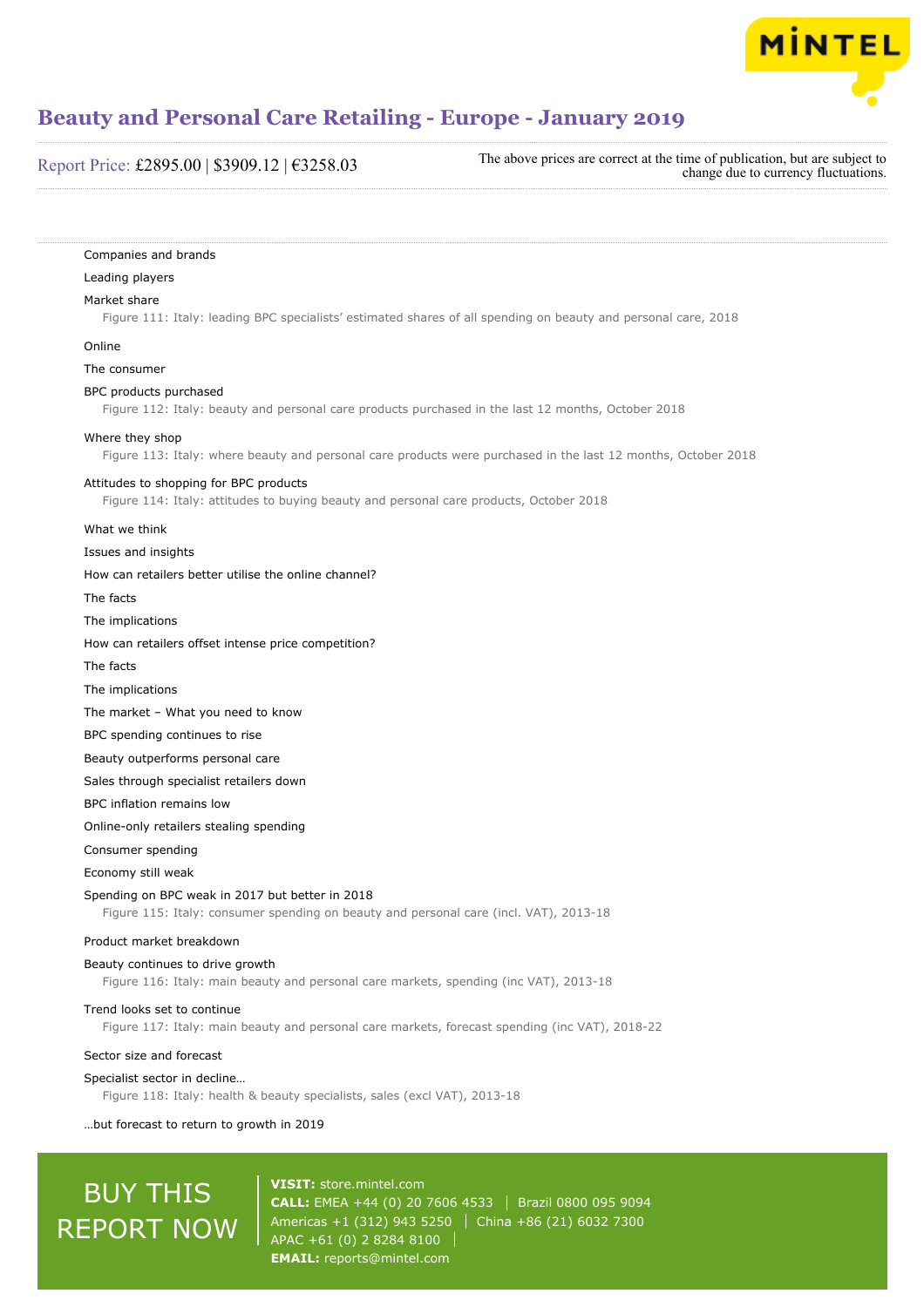Companies and brands

Leading players

Market share

Figure 111: Italy: leading BPC specialists' estimated shares of all spending on beauty and personal care, 2018

Online

The consumer

BPC products purchased

Figure 112: Italy: beauty and personal care products purchased in the last 12 months, October 2018

Where they shop

Figure 113: Italy: where beauty and personal care products were purchased in the last 12 months, October 2018

Attitudes to shopping for BPC products

Figure 114: Italy: attitudes to buying beauty and personal care products, October 2018

What we think

Issues and insights

How can retailers better utilise the online channel?

The facts

The implications

How can retailers offset intense price competition?

The facts

The implications

The market – What you need to know

BPC spending continues to rise

Beauty outperforms personal care

Sales through specialist retailers down

BPC inflation remains low

Online-only retailers stealing spending

Consumer spending

Economy still weak

Spending on BPC weak in 2017 but better in 2018

Figure 115: Italy: consumer spending on beauty and personal care (incl. VAT), 2013-18

Product market breakdown

Beauty continues to drive growth

Figure 116: Italy: main beauty and personal care markets, spending (inc VAT), 2013-18

Trend looks set to continue

Figure 117: Italy: main beauty and personal care markets, forecast spending (inc VAT), 2018-22

Sector size and forecast

Specialist sector in decline…

Figure 118: Italy: health & beauty specialists, sales (excl VAT), 2013-18

…but forecast to return to growth in 2019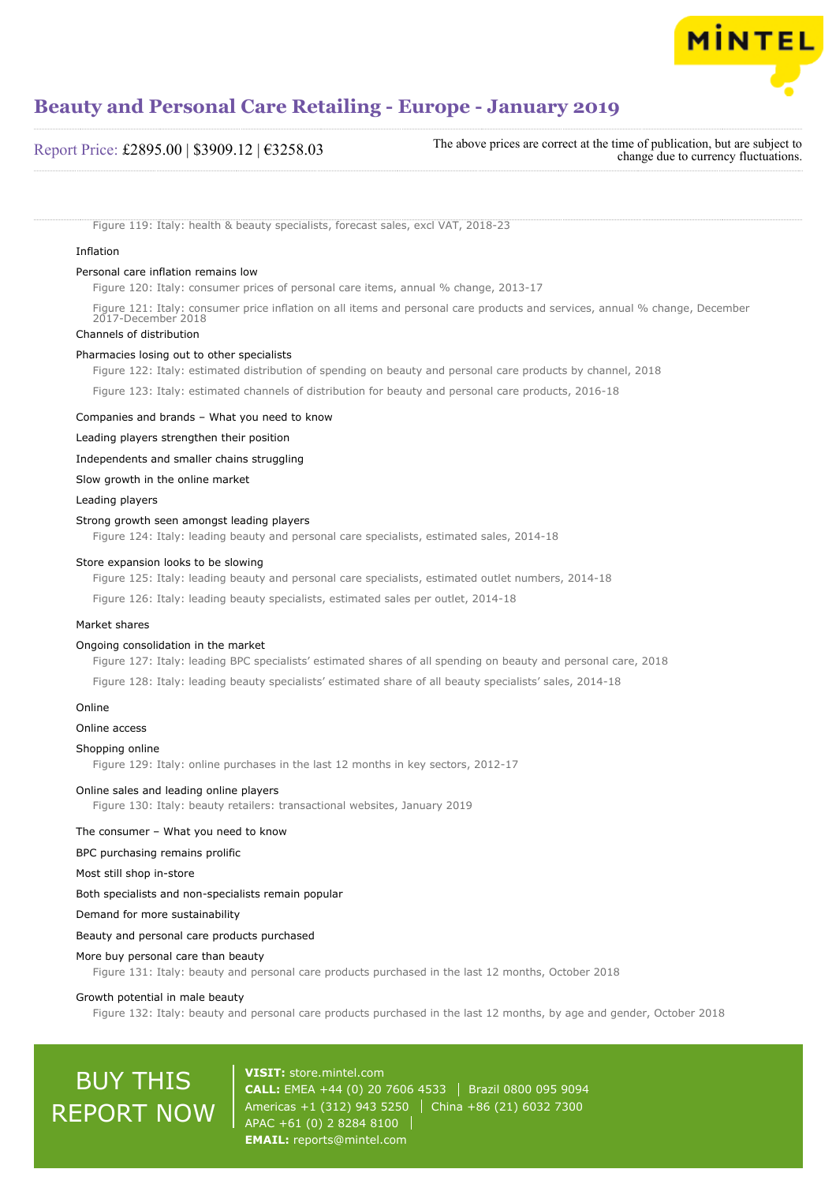Figure 119: Italy: health & beauty specialists, forecast sales, excl VAT, 2018-23

Inflation

Personal care inflation remains low

Figure 120: Italy: consumer prices of personal care items, annual % change, 2013-17

Figure 121: Italy: consumer price inflation on all items and personal care products and services, annual % change, December 2017-December 2018

Channels of distribution

Pharmacies losing out to other specialists

Figure 122: Italy: estimated distribution of spending on beauty and personal care products by channel, 2018

Figure 123: Italy: estimated channels of distribution for beauty and personal care products, 2016-18

Companies and brands – What you need to know

Leading players strengthen their position

Independents and smaller chains struggling

Slow growth in the online market

Leading players

Strong growth seen amongst leading players

Figure 124: Italy: leading beauty and personal care specialists, estimated sales, 2014-18

Store expansion looks to be slowing

Figure 125: Italy: leading beauty and personal care specialists, estimated outlet numbers, 2014-18

Figure 126: Italy: leading beauty specialists, estimated sales per outlet, 2014-18

Market shares

Ongoing consolidation in the market

Figure 127: Italy: leading BPC specialists' estimated shares of all spending on beauty and personal care, 2018

Figure 128: Italy: leading beauty specialists' estimated share of all beauty specialists' sales, 2014-18

Online

Online access

Shopping online

Figure 129: Italy: online purchases in the last 12 months in key sectors, 2012-17

Online sales and leading online players

Figure 130: Italy: beauty retailers: transactional websites, January 2019

The consumer – What you need to know

BPC purchasing remains prolific

Most still shop in-store

Both specialists and non-specialists remain popular

Demand for more sustainability

Beauty and personal care products purchased

More buy personal care than beauty

Figure 131: Italy: beauty and personal care products purchased in the last 12 months, October 2018

Growth potential in male beauty

Figure 132: Italy: beauty and personal care products purchased in the last 12 months, by age and gender, October 2018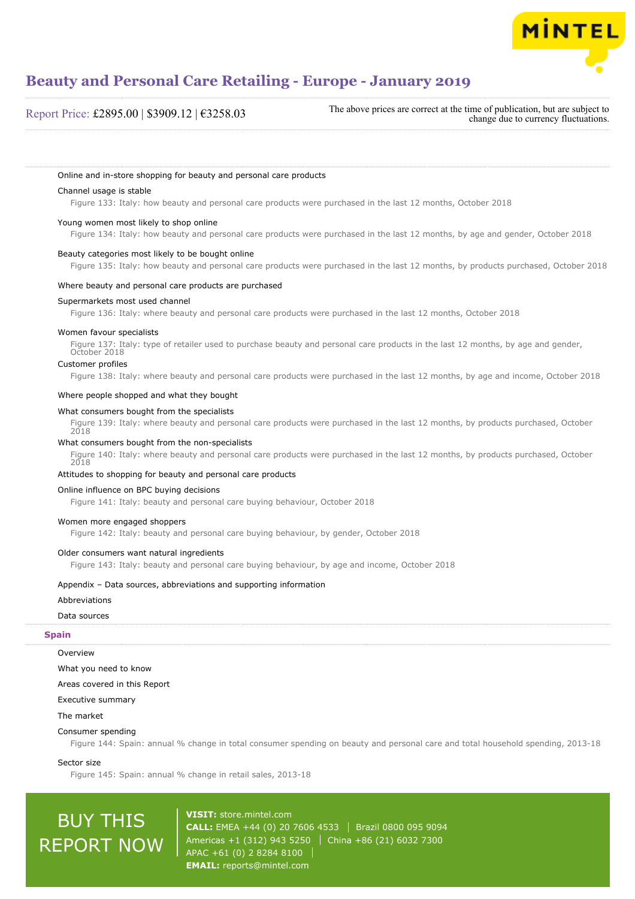Online and in-store shopping for beauty and personal care products

Channel usage is stable

Figure 133: Italy: how beauty and personal care products were purchased in the last 12 months, October 2018

Young women most likely to shop online

Figure 134: Italy: how beauty and personal care products were purchased in the last 12 months, by age and gender, October 2018

Beauty categories most likely to be bought online

Figure 135: Italy: how beauty and personal care products were purchased in the last 12 months, by products purchased, October 2018

Where beauty and personal care products are purchased

Supermarkets most used channel

Figure 136: Italy: where beauty and personal care products were purchased in the last 12 months, October 2018

Women favour specialists

Figure 137: Italy: type of retailer used to purchase beauty and personal care products in the last 12 months, by age and gender, October 2018

Customer profiles

Figure 138: Italy: where beauty and personal care products were purchased in the last 12 months, by age and income, October 2018

Where people shopped and what they bought

What consumers bought from the specialists

Figure 139: Italy: where beauty and personal care products were purchased in the last 12 months, by products purchased, October 2018

What consumers bought from the non-specialists

Figure 140: Italy: where beauty and personal care products were purchased in the last 12 months, by products purchased, October 2018

Attitudes to shopping for beauty and personal care products

Online influence on BPC buying decisions

Figure 141: Italy: beauty and personal care buying behaviour, October 2018

Women more engaged shoppers

Figure 142: Italy: beauty and personal care buying behaviour, by gender, October 2018

Older consumers want natural ingredients

Figure 143: Italy: beauty and personal care buying behaviour, by age and income, October 2018

Appendix – Data sources, abbreviations and supporting information

Abbreviations

Data sources

## Spain

Overview

What you need to know

Areas covered in this Report

Executive summary

The market

Consumer spending

Figure 144: Spain: annual % change in total consumer spending on beauty and personal care and total household spending, 2013-18

Sector size

Figure 145: Spain: annual % change in retail sales, 2013-18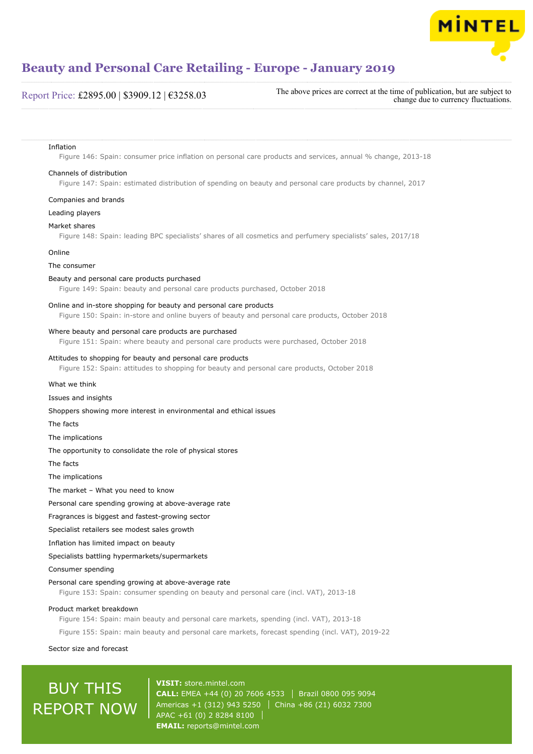Inflation

Figure 146: Spain: consumer price inflation on personal care products and services, annual % change, 2013-18

Channels of distribution

Figure 147: Spain: estimated distribution of spending on beauty and personal care products by channel, 2017

Companies and brands

Leading players

Market shares

Figure 148: Spain: leading BPC specialists' shares of all cosmetics and perfumery specialists' sales, 2017/18

Online

The consumer

Beauty and personal care products purchased

Figure 149: Spain: beauty and personal care products purchased, October 2018

Online and in-store shopping for beauty and personal care products

Figure 150: Spain: in-store and online buyers of beauty and personal care products, October 2018

Where beauty and personal care products are purchased

Figure 151: Spain: where beauty and personal care products were purchased, October 2018

Attitudes to shopping for beauty and personal care products

Figure 152: Spain: attitudes to shopping for beauty and personal care products, October 2018

What we think

Issues and insights

Shoppers showing more interest in environmental and ethical issues

The facts

The implications

The opportunity to consolidate the role of physical stores

The facts

The implications

The market – What you need to know

Personal care spending growing at above-average rate

Fragrances is biggest and fastest-growing sector

Specialist retailers see modest sales growth

Inflation has limited impact on beauty

Specialists battling hypermarkets/supermarkets

Consumer spending

Personal care spending growing at above-average rate

Figure 153: Spain: consumer spending on beauty and personal care (incl. VAT), 2013-18

Product market breakdown

Figure 154: Spain: main beauty and personal care markets, spending (incl. VAT), 2013-18

Figure 155: Spain: main beauty and personal care markets, forecast spending (incl. VAT), 2019-22

Sector size and forecast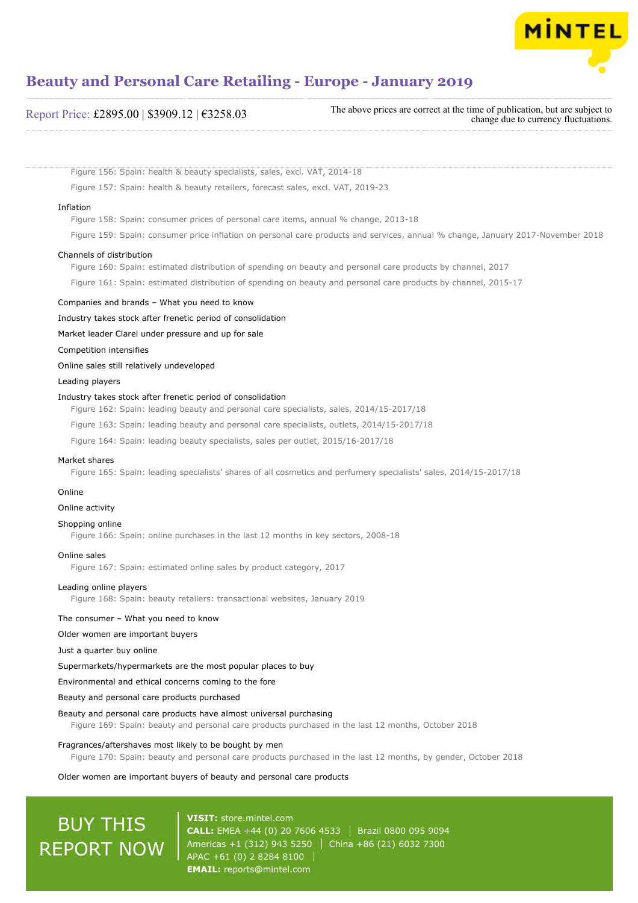Figure 156: Spain: health & beauty specialists, sales, excl. VAT, 2014-18

Figure 157: Spain: health & beauty retailers, forecast sales, excl. VAT, 2019-23

Inflation

Figure 158: Spain: consumer prices of personal care items, annual % change, 2013-18

Figure 159: Spain: consumer price inflation on personal care products and services, annual % change, January 2017-November 2018

Channels of distribution

Figure 160: Spain: estimated distribution of spending on beauty and personal care products by channel, 2017

Figure 161: Spain: estimated distribution of spending on beauty and personal care products by channel, 2015-17

Companies and brands – What you need to know

Industry takes stock after frenetic period of consolidation

Market leader Clarel under pressure and up for sale

Competition intensifies

Online sales still relatively undeveloped

Leading players

Industry takes stock after frenetic period of consolidation

Figure 162: Spain: leading beauty and personal care specialists, sales, 2014/15-2017/18

Figure 163: Spain: leading beauty and personal care specialists, outlets, 2014/15-2017/18

Figure 164: Spain: leading beauty specialists, sales per outlet, 2015/16-2017/18

Market shares

Figure 165: Spain: leading specialists' shares of all cosmetics and perfumery specialists' sales, 2014/15-2017/18

Online

Online activity

Shopping online

Figure 166: Spain: online purchases in the last 12 months in key sectors, 2008-18

Online sales

Figure 167: Spain: estimated online sales by product category, 2017

Leading online players

Figure 168: Spain: beauty retailers: transactional websites, January 2019

The consumer – What you need to know

Older women are important buyers

Just a quarter buy online

Supermarkets/hypermarkets are the most popular places to buy

Environmental and ethical concerns coming to the fore

Beauty and personal care products purchased

Beauty and personal care products have almost universal purchasing

Figure 169: Spain: beauty and personal care products purchased in the last 12 months, October 2018

Fragrances/aftershaves most likely to be bought by men

Figure 170: Spain: beauty and personal care products purchased in the last 12 months, by gender, October 2018

Older women are important buyers of beauty and personal care products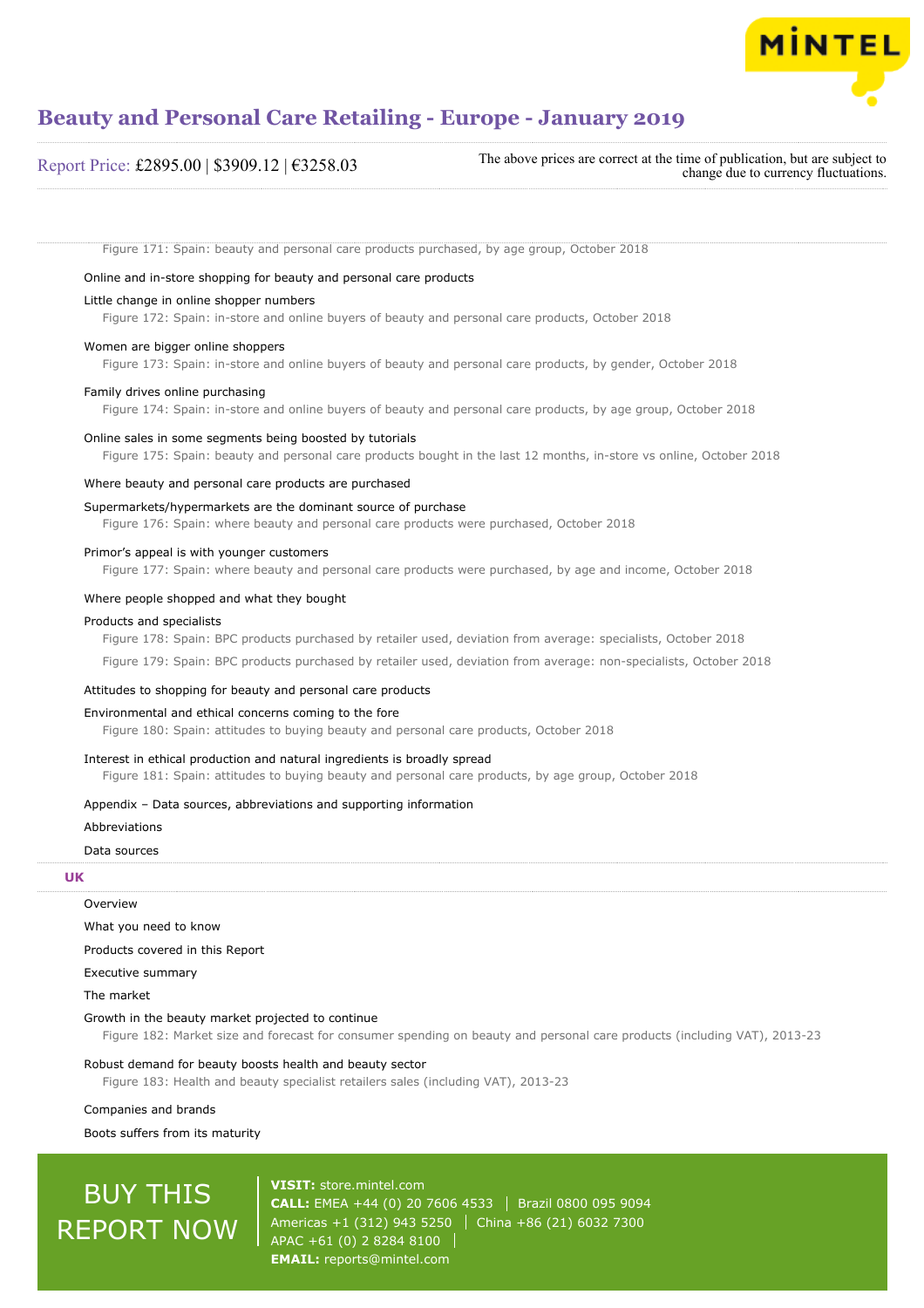Figure 171: Spain: beauty and personal care products purchased, by age group, October 2018

Online and in-store shopping for beauty and personal care products

Little change in online shopper numbers

Figure 172: Spain: in-store and online buyers of beauty and personal care products, October 2018

Women are bigger online shoppers

Figure 173: Spain: in-store and online buyers of beauty and personal care products, by gender, October 2018

Family drives online purchasing

Figure 174: Spain: in-store and online buyers of beauty and personal care products, by age group, October 2018

Online sales in some segments being boosted by tutorials

Figure 175: Spain: beauty and personal care products bought in the last 12 months, in-store vs online, October 2018

Where beauty and personal care products are purchased

Supermarkets/hypermarkets are the dominant source of purchase

Figure 176: Spain: where beauty and personal care products were purchased, October 2018

Primor's appeal is with younger customers

Figure 177: Spain: where beauty and personal care products were purchased, by age and income, October 2018

Where people shopped and what they bought

Products and specialists

Figure 178: Spain: BPC products purchased by retailer used, deviation from average: specialists, October 2018

Figure 179: Spain: BPC products purchased by retailer used, deviation from average: non-specialists, October 2018

Attitudes to shopping for beauty and personal care products

Environmental and ethical concerns coming to the fore

Figure 180: Spain: attitudes to buying beauty and personal care products, October 2018

Interest in ethical production and natural ingredients is broadly spread

Figure 181: Spain: attitudes to buying beauty and personal care products, by age group, October 2018

Appendix – Data sources, abbreviations and supporting information

Abbreviations

Data sources

## UK

Overview

What you need to know

Products covered in this Report

Executive summary

The market

Growth in the beauty market projected to continue

Figure 182: Market size and forecast for consumer spending on beauty and personal care products (including VAT), 2013-23

Robust demand for beauty boosts health and beauty sector

Figure 183: Health and beauty specialist retailers sales (including VAT), 2013-23

Companies and brands

Boots suffers from its maturity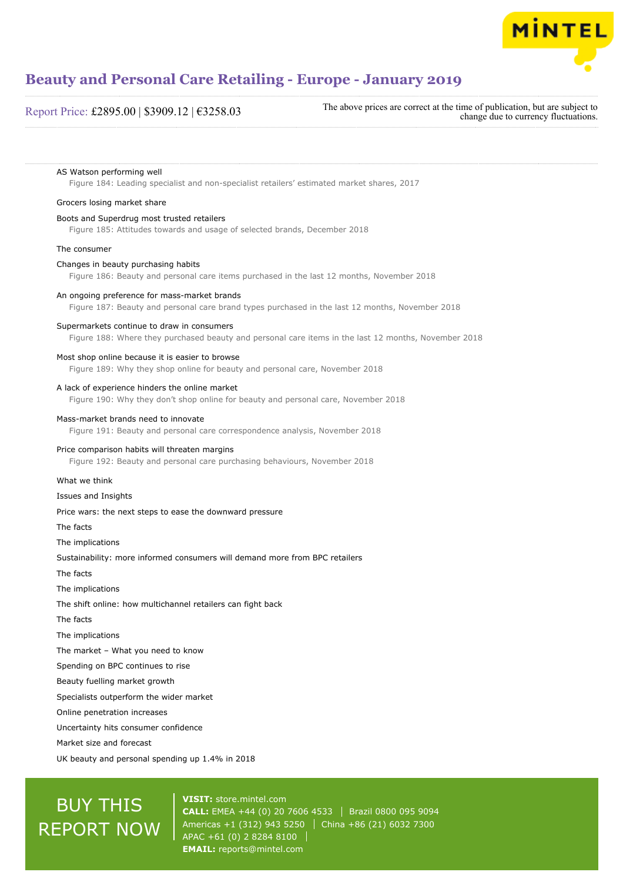AS Watson performing well

Figure 184: Leading specialist and non-specialist retailers' estimated market shares, 2017

Grocers losing market share

Boots and Superdrug most trusted retailers

Figure 185: Attitudes towards and usage of selected brands, December 2018

The consumer

Changes in beauty purchasing habits

Figure 186: Beauty and personal care items purchased in the last 12 months, November 2018

An ongoing preference for mass-market brands

Figure 187: Beauty and personal care brand types purchased in the last 12 months, November 2018

Supermarkets continue to draw in consumers

Figure 188: Where they purchased beauty and personal care items in the last 12 months, November 2018

Most shop online because it is easier to browse

Figure 189: Why they shop online for beauty and personal care, November 2018

A lack of experience hinders the online market

Figure 190: Why they don't shop online for beauty and personal care, November 2018

Mass-market brands need to innovate

Figure 191: Beauty and personal care correspondence analysis, November 2018

Price comparison habits will threaten margins

Figure 192: Beauty and personal care purchasing behaviours, November 2018

What we think

Issues and Insights

Price wars: the next steps to ease the downward pressure

The facts

The implications

Sustainability: more informed consumers will demand more from BPC retailers

The facts

The implications

The shift online: how multichannel retailers can fight back

The facts

The implications

The market – What you need to know

Spending on BPC continues to rise

Beauty fuelling market growth

Specialists outperform the wider market

Online penetration increases

Uncertainty hits consumer confidence

Market size and forecast

UK beauty and personal spending up 1.4% in 2018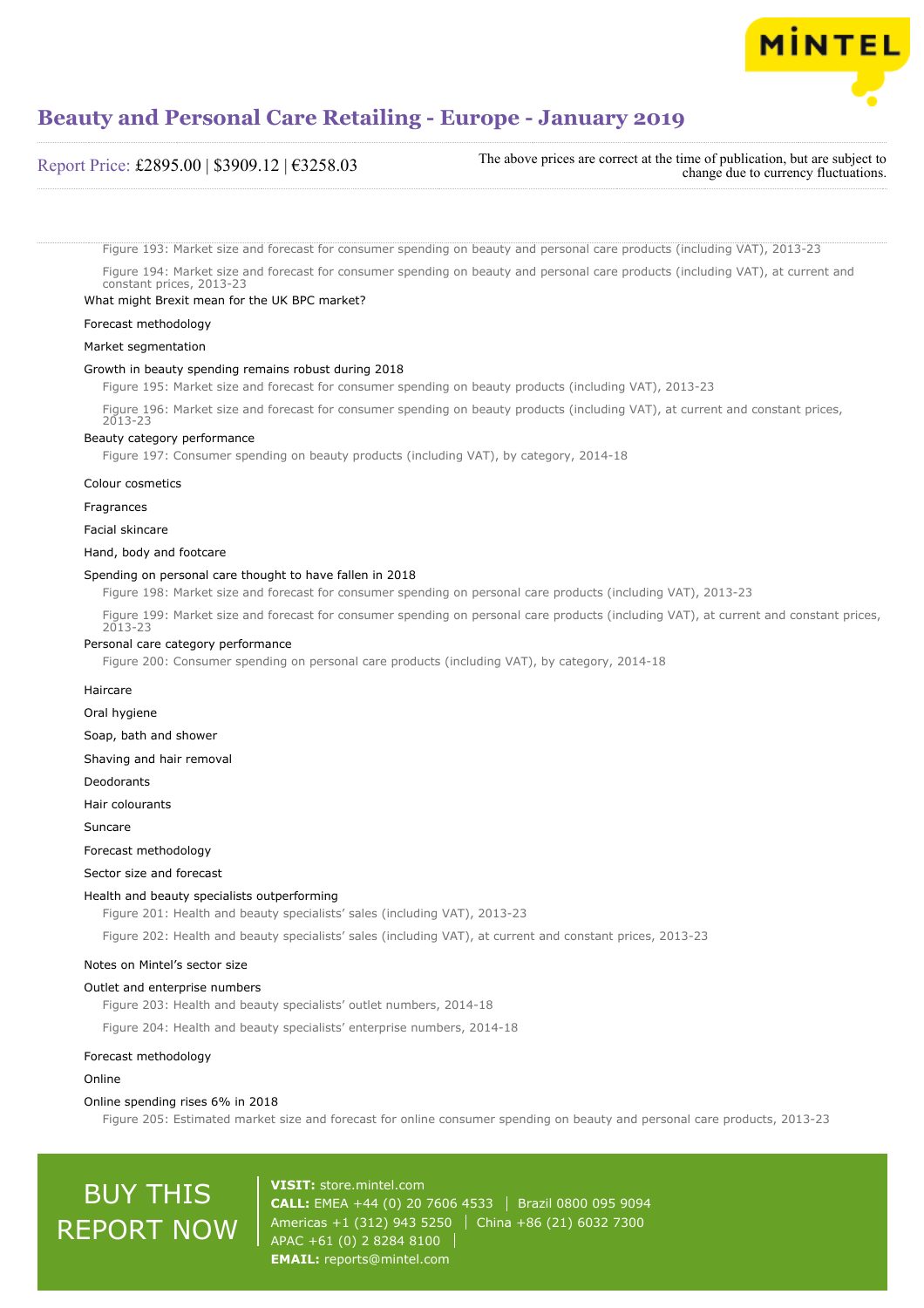Figure 193: Market size and forecast for consumer spending on beauty and personal care products (including VAT), 2013-23

Figure 194: Market size and forecast for consumer spending on beauty and personal care products (including VAT), at current and constant prices, 2013-23

What might Brexit mean for the UK BPC market?

Forecast methodology

Market segmentation

Growth in beauty spending remains robust during 2018

Figure 195: Market size and forecast for consumer spending on beauty products (including VAT), 2013-23

Figure 196: Market size and forecast for consumer spending on beauty products (including VAT), at current and constant prices, 2013-23

Beauty category performance

Figure 197: Consumer spending on beauty products (including VAT), by category, 2014-18

Colour cosmetics

Fragrances

Facial skincare

Hand, body and footcare

Spending on personal care thought to have fallen in 2018

Figure 198: Market size and forecast for consumer spending on personal care products (including VAT), 2013-23

Figure 199: Market size and forecast for consumer spending on personal care products (including VAT), at current and constant prices, 2013-23

Personal care category performance

Figure 200: Consumer spending on personal care products (including VAT), by category, 2014-18

Haircare

Oral hygiene

Soap, bath and shower

Shaving and hair removal

Deodorants

Hair colourants

Suncare

Forecast methodology

Sector size and forecast

Health and beauty specialists outperforming

Figure 201: Health and beauty specialists' sales (including VAT), 2013-23

Figure 202: Health and beauty specialists' sales (including VAT), at current and constant prices, 2013-23

Notes on Mintel's sector size

Outlet and enterprise numbers

Figure 203: Health and beauty specialists' outlet numbers, 2014-18

Figure 204: Health and beauty specialists' enterprise numbers, 2014-18

Forecast methodology

Online

Online spending rises 6% in 2018

Figure 205: Estimated market size and forecast for online consumer spending on beauty and personal care products, 2013-23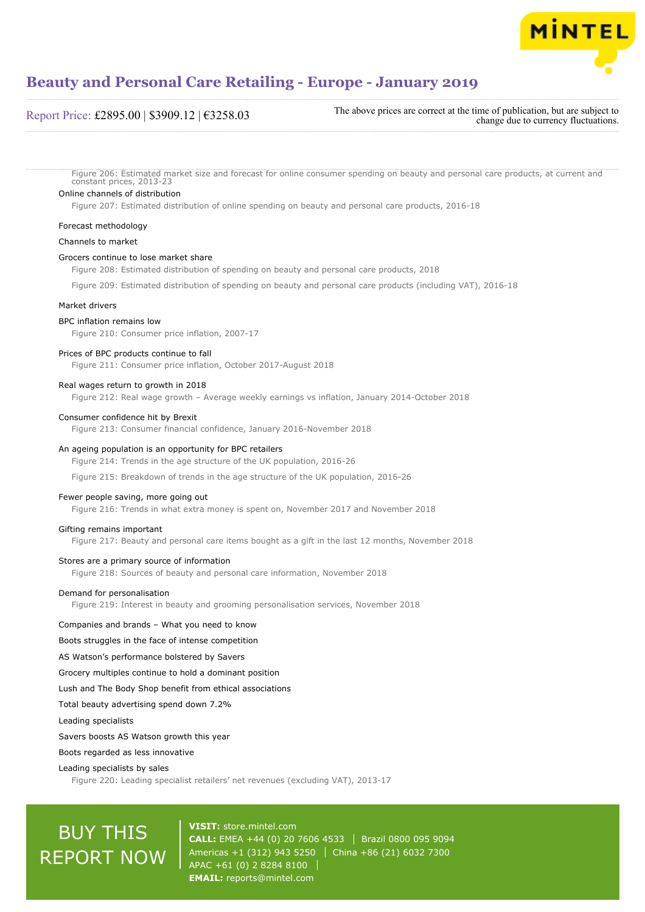Figure 206: Estimated market size and forecast for online consumer spending on beauty and personal care products, at current and constant prices, 2013-23

Online channels of distribution

Figure 207: Estimated distribution of online spending on beauty and personal care products, 2016-18

Forecast methodology

Channels to market

Grocers continue to lose market share

Figure 208: Estimated distribution of spending on beauty and personal care products, 2018

Figure 209: Estimated distribution of spending on beauty and personal care products (including VAT), 2016-18

Market drivers

BPC inflation remains low

Figure 210: Consumer price inflation, 2007-17

Prices of BPC products continue to fall

Figure 211: Consumer price inflation, October 2017-August 2018

Real wages return to growth in 2018

Figure 212: Real wage growth – Average weekly earnings vs inflation, January 2014-October 2018

Consumer confidence hit by Brexit

Figure 213: Consumer financial confidence, January 2016-November 2018

An ageing population is an opportunity for BPC retailers

Figure 214: Trends in the age structure of the UK population, 2016-26

Figure 215: Breakdown of trends in the age structure of the UK population, 2016-26

Fewer people saving, more going out

Figure 216: Trends in what extra money is spent on, November 2017 and November 2018

Gifting remains important

Figure 217: Beauty and personal care items bought as a gift in the last 12 months, November 2018

Stores are a primary source of information

Figure 218: Sources of beauty and personal care information, November 2018

Demand for personalisation

Figure 219: Interest in beauty and grooming personalisation services, November 2018

Companies and brands – What you need to know

Boots struggles in the face of intense competition

AS Watson's performance bolstered by Savers

Grocery multiples continue to hold a dominant position

Lush and The Body Shop benefit from ethical associations

Total beauty advertising spend down 7.2%

Leading specialists

Savers boosts AS Watson growth this year

Boots regarded as less innovative

Leading specialists by sales

Figure 220: Leading specialist retailers' net revenues (excluding VAT), 2013-17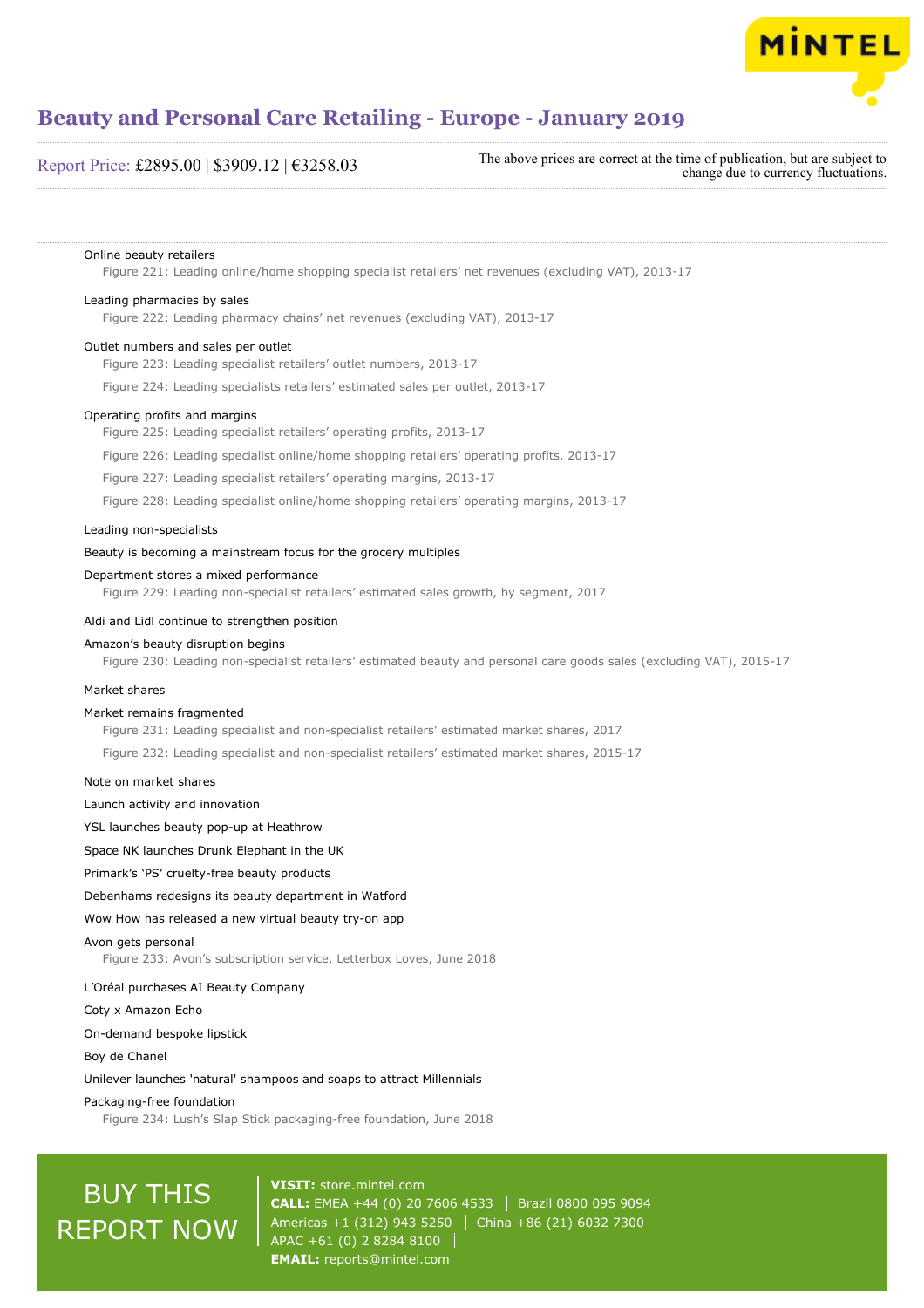Online beautyretailers

Figure 221: Leading online/home shopping specialist retailers' net revenues (excluding VAT), 2013-17

Leading pharmacies by sales

Figure 222: Leading pharmacy chains' net revenues (excluding VAT), 2013-17

Outlet numbers and sales per outlet

Figure 223: Leading specialist retailers' outlet numbers, 2013-17

Figure 224: Leading specialists retailers' estimated sales per outlet, 2013-17

Operating profits and margins

Figure 225: Leading specialist retailers' operating profits, 2013-17

Figure 226: Leading specialist online/home shopping retailers' operating profits, 2013-17

Figure 227: Leading specialist retailers' operating margins, 2013-17

Figure 228: Leading specialist online/home shopping retailers' operating margins, 2013-17

Leading non-specialists

Beauty is becoming a mainstream focus for the grocery multiples

Department stores a mixed performance

Figure 229: Leading non-specialist retailers' estimated sales growth, by segment, 2017

Aldi and Lidl continue to strengthen position

Amazon's beauty disruption begins

Figure 230: Leading non-specialist retailers' estimated beauty and personal care goods sales (excluding VAT), 2015-17

Market shares

Market remains fragmented

Figure 231: Leading specialist and non-specialist retailers' estimated market shares, 2017

Figure 232: Leading specialist and non-specialist retailers' estimated market shares, 2015-17

Note on market shares

Launch activity and innovation

YSL launches beauty pop-up at Heathrow

Space NK launches Drunk Elephant in the UK

Primark's 'PS' cruelty-free beauty products

Debenhams redesigns its beauty department in Watford

Wow How has released a new virtual beauty try-on app

Avon gets personal

Figure 233: Avon's subscription service, Letterbox Loves, June 2018

L'Oréal purchases AI Beauty Company

Coty x Amazon Echo

On-demand bespoke lipstick

Boy de Chanel

Unilever launches 'natural' shampoos and soaps to attract Millennials

Packaging-free foundation

Figure 234: Lush's Slap Stick packaging-free foundation, June 2018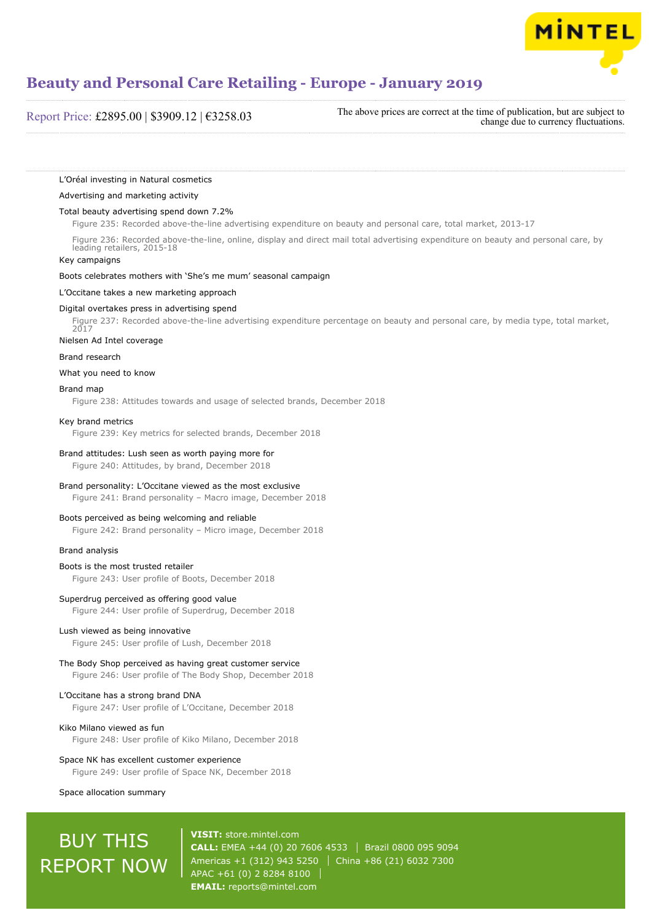L'Oréal investing in Natural cosmetics

Advertising and marketing activity

Total beauty advertising spend down 7.2%

Figure 235: Recorded above-the-line advertising expenditure on beauty and personal care, total market, 2013-17

Figure 236: Recorded above-the-line, online, display and direct mail total advertising expenditure on beauty and personal care, by leading retailers, 2015-18

Key campaigns

Boots celebrates mothers with 'She's me mum' seasonal campaign

L'Occitane takes a new marketing approach

Digital overtakes press in advertising spend

Figure 237: Recorded above-the-line advertising expenditure percentage on beauty and personal care, by media type, total market, 2017

Nielsen Ad Intel coverage

Brand research

What you need to know

Brand map

Figure 238: Attitudes towards and usage of selected brands, December 2018

Key brand metrics

Figure 239: Key metrics for selected brands, December 2018

Brand attitudes: Lush seen as worth paying more for

Figure 240: Attitudes, by brand, December 2018

Brand personality: L'Occitane viewed as the most exclusive

Figure 241: Brand personality – Macro image, December 2018

Boots perceived as being welcoming and reliable

Figure 242: Brand personality – Micro image, December 2018

Brand analysis

Boots is the most trusted retailer

Figure 243: User profile of Boots, December 2018

Superdrug perceived as offering good value

Figure 244: User profile of Superdrug, December 2018

Lush viewed as being innovative

Figure 245: User profile of Lush, December 2018

The Body Shop perceived as having great customer service

Figure 246: User profile of The Body Shop, December 2018

L'Occitane has a strong brand DNA

Figure 247: User profile of L'Occitane, December 2018

Kiko Milano viewed as fun

Figure 248: User profile of Kiko Milano, December 2018

Space NK has excellent customer experience

Figure 249: User profile of Space NK, December 2018

Space allocation summary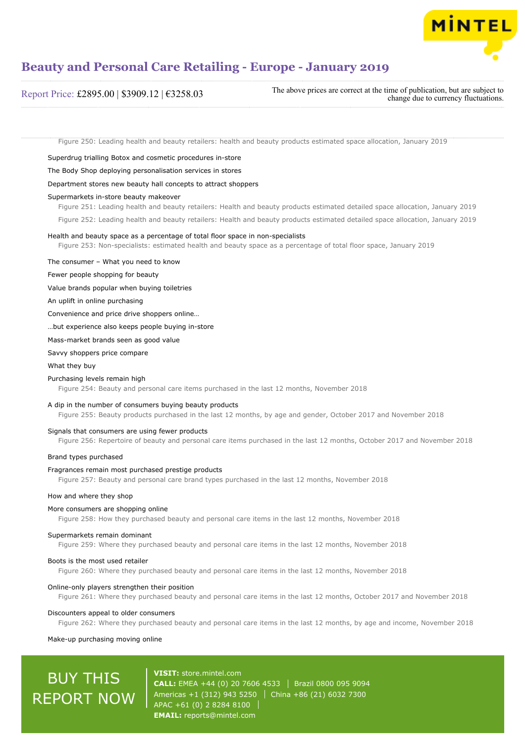Figure 250: Leading health and beauty retailers: health and beauty products estimated space allocation, January 2019

Superdrug trialling Botox and cosmetic procedures in-store

The Body Shop deploying personalisation services in stores

Department stores new beauty hall concepts to attract shoppers

Supermarkets in-store beauty makeover

Figure 251: Leading health and beauty retailers: Health and beauty products estimated detailed space allocation, January 2019

Figure 252: Leading health and beauty retailers: Health and beauty products estimated detailed space allocation, January 2019

Health and beauty space as a percentage of total floor space in non-specialists

Figure 253: Non-specialists: estimated health and beauty space as a percentage of total floor space, January 2019

The consumer – What you need to know

Fewer people shopping for beauty

Value brands popular when buying toiletries

An uplift in online purchasing

Convenience and price drive shoppers online…

…but experience also keeps people buying in-store

Mass-market brands seen as good value

Savvy shoppers price compare

What they buy

Purchasing levels remain high

Figure 254: Beauty and personal care items purchased in the last 12 months, November 2018

A dip in the number of consumers buying beauty products

Figure 255: Beauty products purchased in the last 12 months, by age and gender, October 2017 and November 2018

Signals that consumers are using fewer products

Figure 256: Repertoire of beauty and personal care items purchased in the last 12 months, October 2017 and November 2018

Brand types purchased

Fragrances remain most purchased prestige products

Figure 257: Beauty and personal care brand types purchased in the last 12 months, November 2018

How and where they shop

More consumers are shopping online

Figure 258: How they purchased beauty and personal care items in the last 12 months, November 2018

Supermarkets remain dominant

Figure 259: Where they purchased beauty and personal care items in the last 12 months, November 2018

Boots is the most used retailer

Figure 260: Where they purchased beauty and personal care items in the last 12 months, November 2018

Online-only players strengthen their position

Figure 261: Where they purchased beauty and personal care items in the last 12 months, October 2017 and November 2018

Discounters appeal to older consumers

Figure 262: Where they purchased beauty and personal care items in the last 12 months, by age and income, November 2018

Make-up purchasing moving online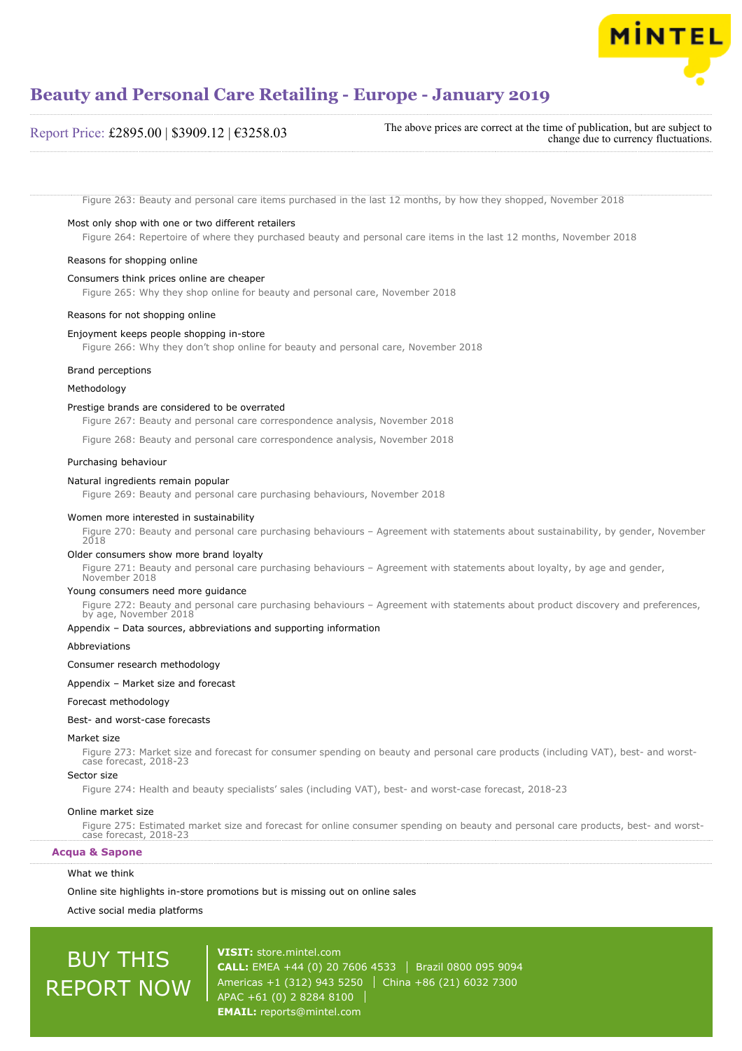Figure 263: Beauty and personal care items purchased in the last 12 months, by how they shopped, November 2018

Most only shop with one or two different retailers

Figure 264: Repertoire of where they purchased beauty and personal care items in the last 12 months, November 2018

Reasons for shopping online

Consumers think prices online are cheaper

Figure 265: Why they shop online for beauty and personal care, November 2018

Reasons for not shopping online

Enjoyment keeps people shopping in-store

Figure 266: Why they don't shop online for beauty and personal care, November 2018

Brand perceptions

Methodology

Prestige brands are considered to be overrated

Figure 267: Beauty and personal care correspondence analysis, November 2018

Figure 268: Beauty and personal care correspondence analysis, November 2018

Purchasing behaviour

Natural ingredients remain popular

Figure 269: Beauty and personal care purchasing behaviours, November 2018

Women more interested in sustainability

Figure 270: Beauty and personal care purchasing behaviours – Agreement with statements about sustainability, by gender, November 2018

Older consumers show more brand loyalty

Figure 271: Beauty and personal care purchasing behaviours – Agreement with statements about loyalty, by age and gender, November 2018

Young consumers need more guidance

Figure 272: Beauty and personal care purchasing behaviours – Agreement with statements about product discovery and preferences, by age, November 2018

Appendix – Data sources, abbreviations and supporting information

Abbreviations

Consumer research methodology

Appendix – Market size and forecast

Forecast methodology

Best- and worst-case forecasts

Market size

Figure 273: Market size and forecast for consumer spending on beauty and personal care products (including VAT), best- and worst-case forecast, 2018-23

Sector size

Figure 274: Health and beauty specialists' sales (including VAT), best- and worst-case forecast, 2018-23

Online market size

Figure 275: Estimated market size and forecast for online consumer spending on beauty and personal care products, best- and worst-case forecast, 2018-23

## Acqua & Sapone

What we think

Online site highlights in-store promotions but is missing out on online sales

Active social media platforms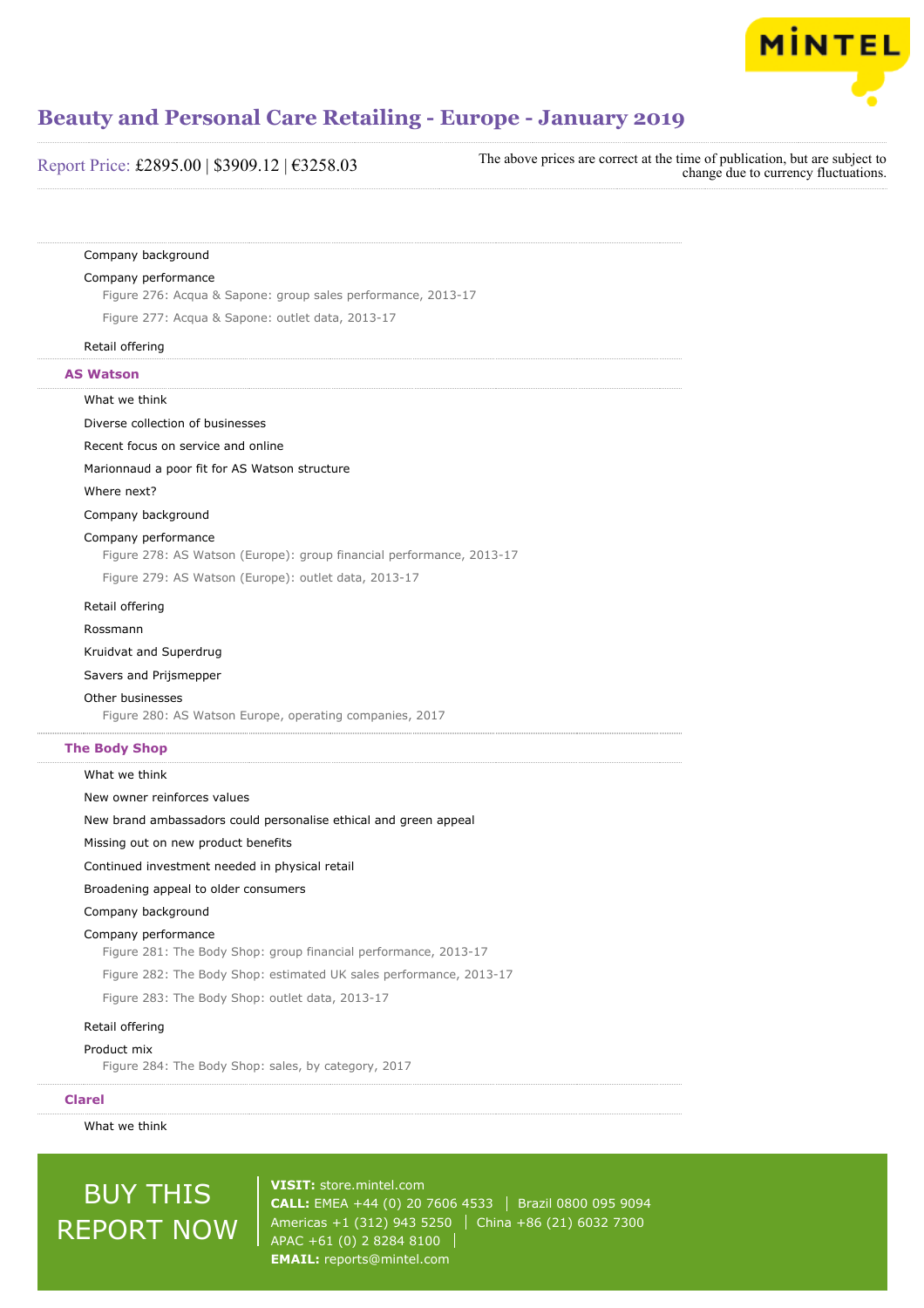Company background

Company performance

Figure 276: Acqua & Sapone: group sales performance, 2013-17

Figure 277: Acqua & Sapone: outlet data, 2013-17

Retail offering

## AS Watson

What we think

Diverse collection of businesses

Recent focus on service and online

Marionnaud a poor fit for AS Watson structure

Where next?

Company background

Company performance

Figure 278: AS Watson (Europe): group financial performance, 2013-17

Figure 279: AS Watson (Europe): outlet data, 2013-17

Retail offering

Rossmann

Kruidvat and Superdrug

Savers and Prijsmepper

Other businesses

Figure 280: AS Watson Europe, operating companies, 2017

## The Body Shop

What we think

New owner reinforces values

New brand ambassadors could personalise ethical and green appeal

Missing out on new product benefits

Continued investment needed in physical retail

Broadening appeal to older consumers

Company background

Company performance

Figure 281: The Body Shop: group financial performance, 2013-17

Figure 282: The Body Shop: estimated UK sales performance, 2013-17

Figure 283: The Body Shop: outlet data, 2013-17

Retail offering

Product mix

Figure 284: The Body Shop: sales, by category, 2017

## Clarel

What we think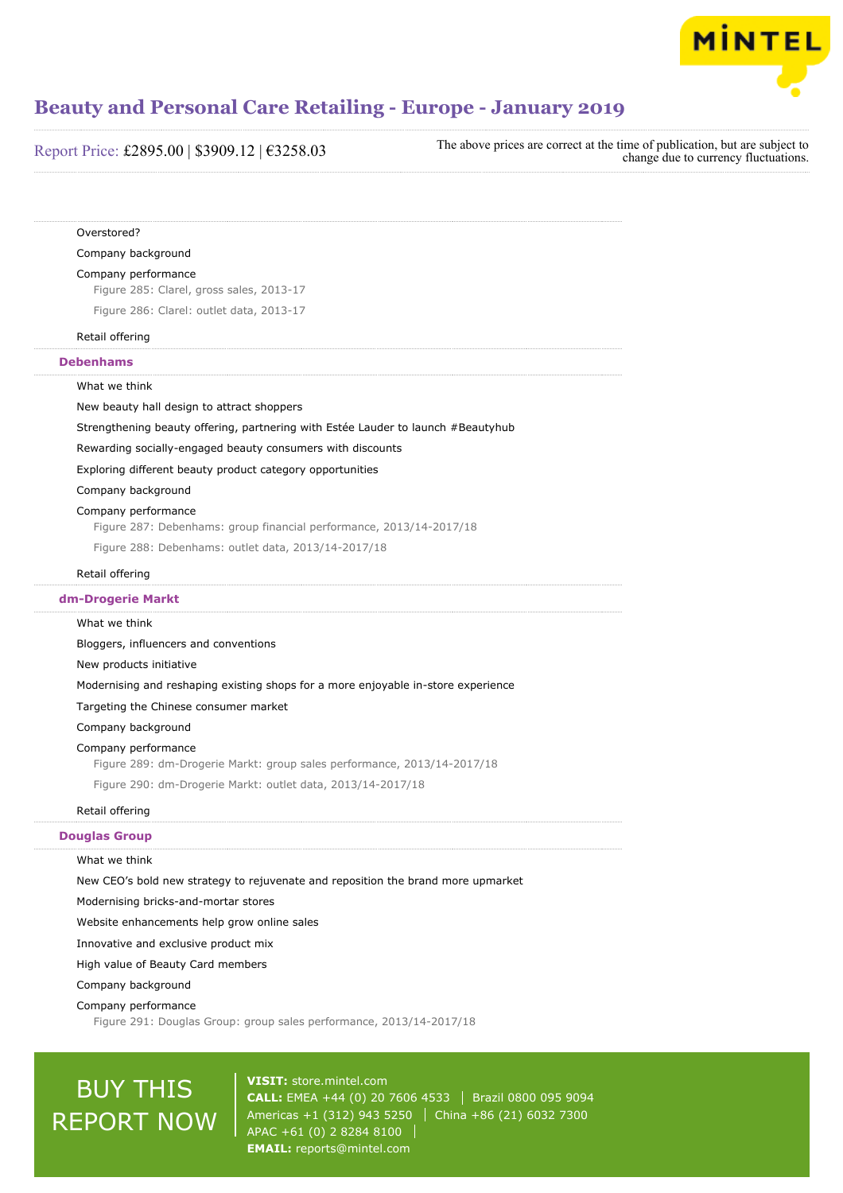Overstored?

Company background

Company performance

Figure 285: Clarel, gross sales, 2013-17

Figure 286: Clarel: outlet data, 2013-17

Retail offering

## Debenhams

What we think

New beauty hall design to attract shoppers

Strengthening beauty offering, partnering with Estée Lauder to launch #Beautyhub

Rewarding socially-engaged beauty consumers with discounts

Exploring different beauty product category opportunities

Company background

Company performance

Figure 287: Debenhams: group financial performance, 2013/14-2017/18

Figure 288: Debenhams: outlet data, 2013/14-2017/18

Retail offering

## dm-Drogerie Markt

What we think

Bloggers, influencers and conventions

New products initiative

Modernising and reshaping existing shops for a more enjoyable in-store experience

Targeting the Chinese consumer market

Company background

Company performance

Figure 289: dm-Drogerie Markt: group sales performance, 2013/14-2017/18

Figure 290: dm-Drogerie Markt: outlet data, 2013/14-2017/18

Retail offering

## Douglas Group

What we think

New CEO's bold new strategy to rejuvenate and reposition the brand more upmarket

Modernising bricks-and-mortar stores

Website enhancements help grow online sales

Innovative and exclusive product mix

High value of Beauty Card members

Company background

Company performance

Figure 291: Douglas Group: group sales performance, 2013/14-2017/18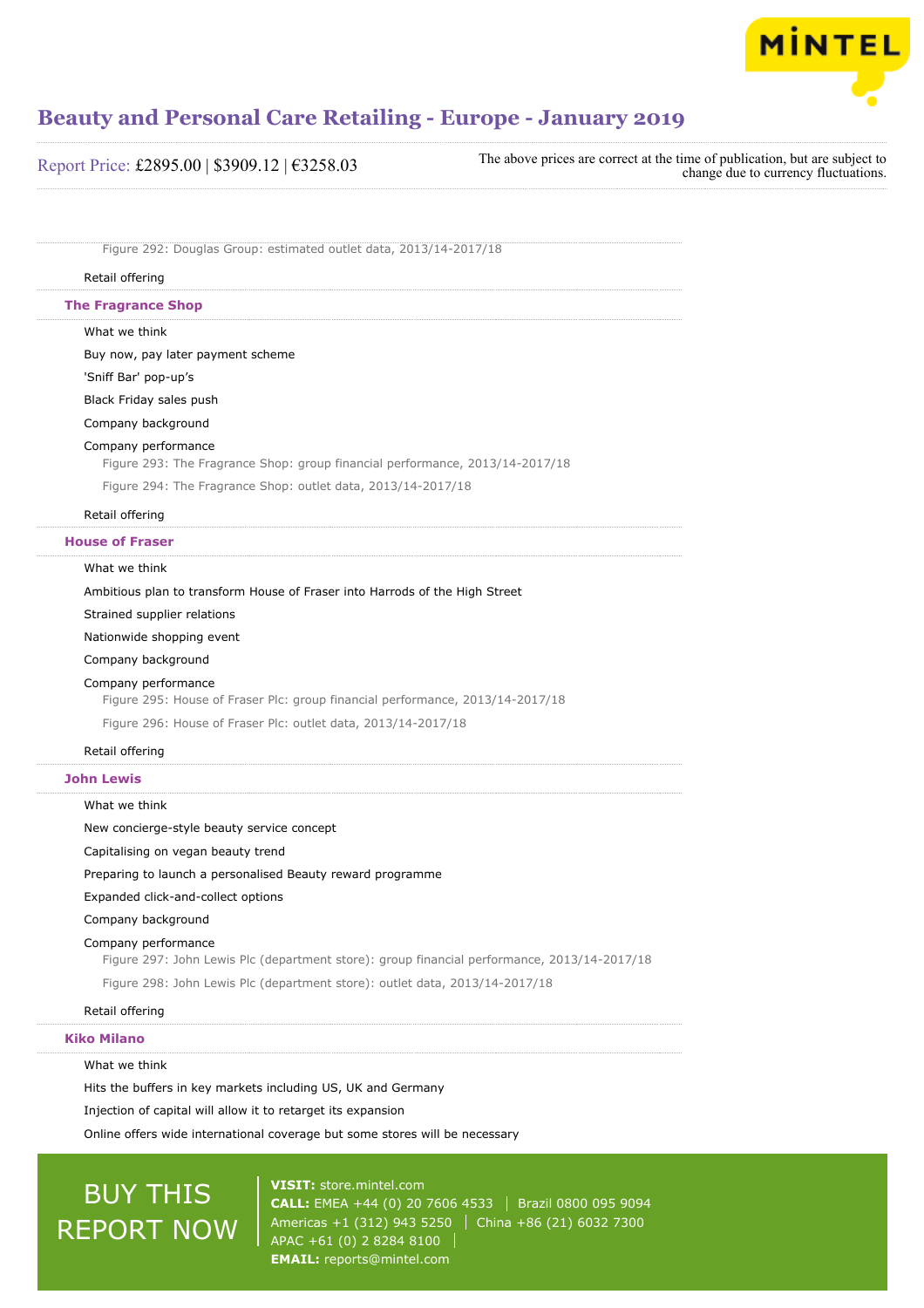Figure 292: Douglas Group: estimated outlet data, 2013/14-2017/18

Retail offering

## The Fragrance Shop

What we think

Buy now, pay later payment scheme

'Sniff Bar' pop-up's

Black Friday sales push

Company background

Company performance

Figure 293: The Fragrance Shop: group financial performance, 2013/14-2017/18

Figure 294: The Fragrance Shop: outlet data, 2013/14-2017/18

Retail offering

## House of Fraser

What we think

Ambitious plan to transform House of Fraser into Harrods of the High Street

Strained supplier relations

Nationwide shopping event

Company background

Company performance

Figure 295: House of Fraser Plc: group financial performance, 2013/14-2017/18

Figure 296: House of Fraser Plc: outlet data, 2013/14-2017/18

Retail offering

## John Lewis

What we think

New concierge-style beauty service concept

Capitalising on vegan beauty trend

Preparing to launch a personalised Beauty reward programme

Expanded click-and-collect options

Company background

Company performance

Figure 297: John Lewis Plc (department store): group financial performance, 2013/14-2017/18

Figure 298: John Lewis Plc (department store): outlet data, 2013/14-2017/18

Retail offering

## Kiko Milano

What we think

Hits the buffers in key markets including US, UK and Germany

Injection of capital will allow it to retarget its expansion

Online offers wide international coverage but some stores will be necessary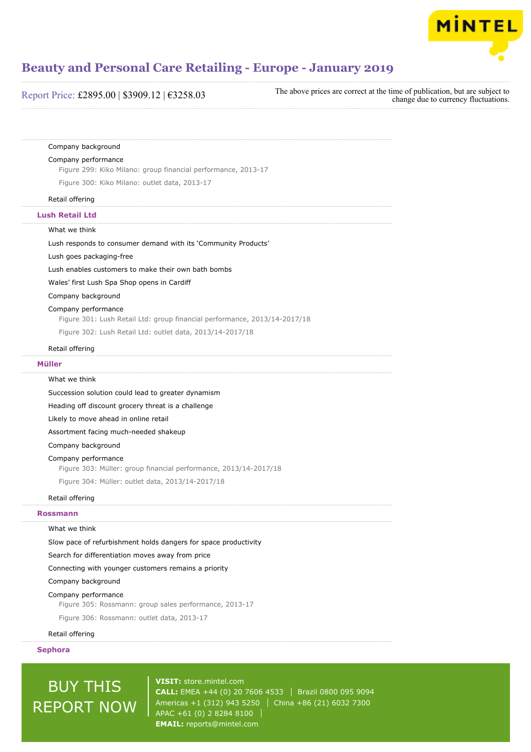Company background

Company performance

Figure 299: Kiko Milano: group financial performance, 2013-17

Figure 300: Kiko Milano: outlet data, 2013-17

Retail offering

### Lush Retail Ltd

What we think

Lush responds to consumer demand with its ‘Community Products’

Lush goes packaging-free

Lush enables customers to make their own bath bombs

Wales’ first Lush Spa Shop opens in Cardiff

Company background

Company performance

Figure 301: Lush Retail Ltd: group financial performance, 2013/14-2017/18

Figure 302: Lush Retail Ltd: outlet data, 2013/14-2017/18

Retail offering

### Müller

What we think

Succession solution could lead to greater dynamism

Heading off discount grocery threat is a challenge

Likely to move ahead in online retail

Assortment facing much-needed shakeup

Company background

Company performance

Figure 303: Müller: group financial performance, 2013/14-2017/18

Figure 304: Müller: outlet data, 2013/14-2017/18

Retail offering

### Rossmann

What we think

Slow pace of refurbishment holds dangers for space productivity

Search for differentiation moves away from price

Connecting with younger customers remains a priority

Company background

Company performance

Figure 305: Rossmann: group sales performance, 2013-17

Figure 306: Rossmann: outlet data, 2013-17

Retail offering

### Sephora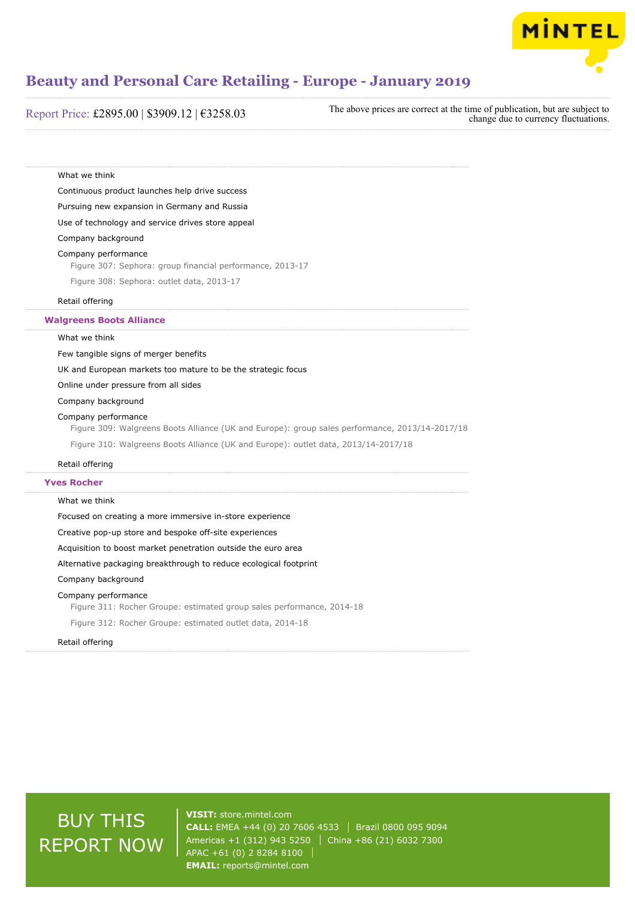What we think

Continuous product launches help drive success

Pursuing new expansion in Germany and Russia

Use of technology and service drives store appeal

Company background

Company performance

Figure 307: Sephora: group financial performance, 2013-17

Figure 308: Sephora: outlet data, 2013-17

Retail offering

## Walgreens Boots Alliance

What we think

Few tangible signs of merger benefits

UK and European markets too mature to be the strategic focus

Online under pressure from all sides

Company background

Company performance

Figure 309: Walgreens Boots Alliance (UK and Europe): group sales performance, 2013/14-2017/18

Figure 310: Walgreens Boots Alliance (UK and Europe): outlet data, 2013/14-2017/18

Retail offering

## Yves Rocher

What we think

Focused on creating a more immersive in-store experience

Creative pop-up store and bespoke off-site experiences

Acquisition to boost market penetration outside the euro area

Alternative packaging breakthrough to reduce ecological footprint

Company background

Company performance

Figure 311: Rocher Groupe: estimated group sales performance, 2014-18

Figure 312: Rocher Groupe: estimated outlet data, 2014-18

Retail offering